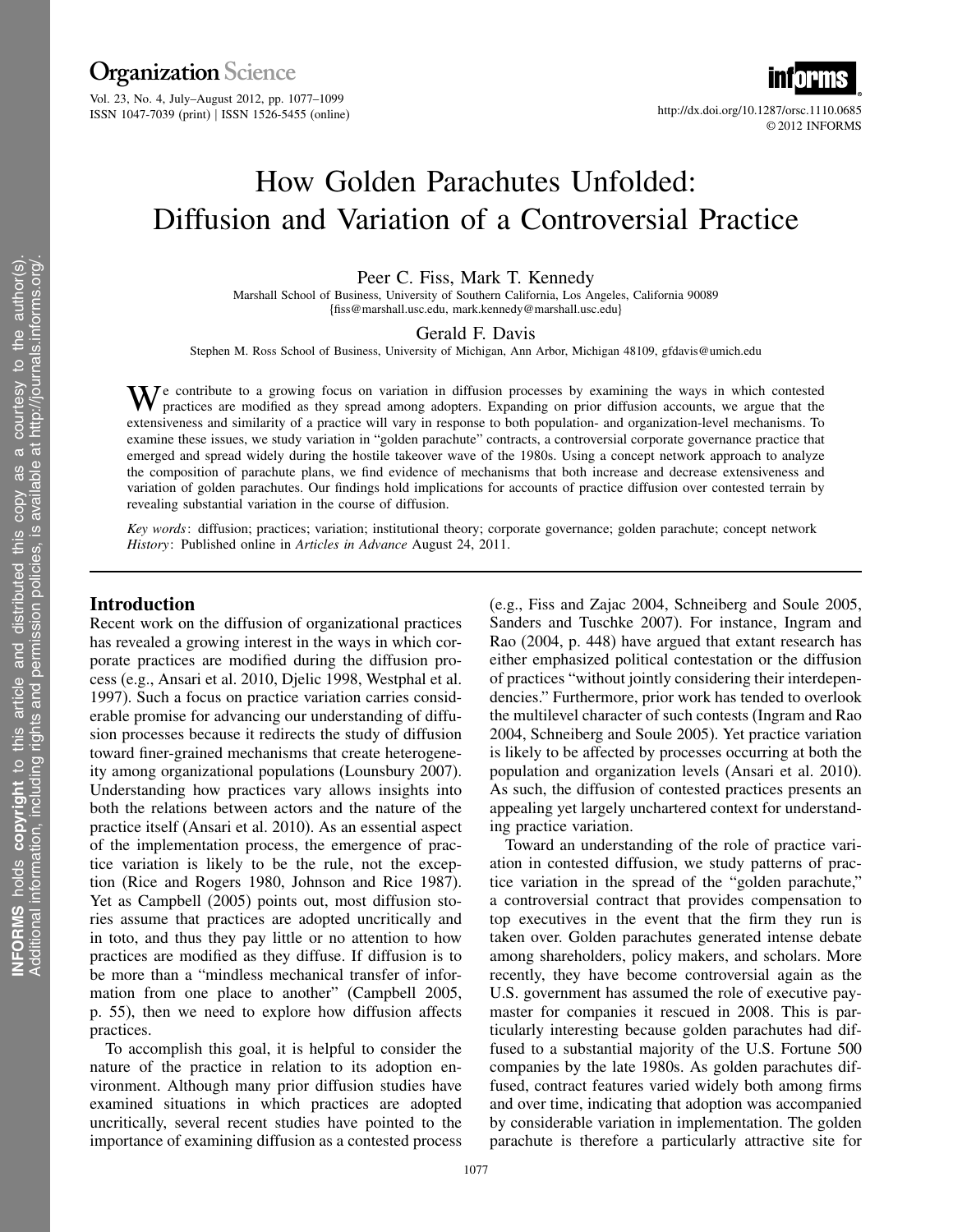# How Golden Parachutes Unfolded: Diffusion and Variation of a Controversial Practice

Peer C. Fiss, Mark T. Kennedy

Marshall School of Business, University of Southern California, Los Angeles, California 90089
{fiss@marshall.usc.edu, mark.kennedy@marshall.usc.edu}

Gerald F. Davis

Stephen M. Ross School of Business, University of Michigan, Ann Arbor, Michigan 48109, gfdavis@umich.edu

We contribute to a growing focus on variation in diffusion processes by examining the ways in which contested practices are modified as they spread among adopters. Expanding on prior diffusion accounts, we argue that the extensiveness and similarity of a practice will vary in response to both population- and organization-level mechanisms. To examine these issues, we study variation in "golden parachute" contracts, a controversial corporate governance practice that emerged and spread widely during the hostile takeover wave of the 1980s. Using a concept network approach to analyze the composition of parachute plans, we find evidence of mechanisms that both increase and decrease extensiveness and variation of golden parachutes. Our findings hold implications for accounts of practice diffusion over contested terrain by revealing substantial variation in the course of diffusion.

*Key words*: diffusion; practices; variation; institutional theory; corporate governance; golden parachute; concept network
*History*: Published online in *Articles in Advance* August 24, 2011.

## Introduction

Recent work on the diffusion of organizational practices has revealed a growing interest in the ways in which corporate practices are modified during the diffusion process (e.g., Ansari et al. 2010, Djelic 1998, Westphal et al. 1997). Such a focus on practice variation carries considerable promise for advancing our understanding of diffusion processes because it redirects the study of diffusion toward finer-grained mechanisms that create heterogeneity among organizational populations (Lounsbury 2007). Understanding how practices vary allows insights into both the relations between actors and the nature of the practice itself (Ansari et al. 2010). As an essential aspect of the implementation process, the emergence of practice variation is likely to be the rule, not the exception (Rice and Rogers 1980, Johnson and Rice 1987). Yet as Campbell (2005) points out, most diffusion stories assume that practices are adopted uncritically and in toto, and thus they pay little or no attention to how practices are modified as they diffuse. If diffusion is to be more than a "mindless mechanical transfer of information from one place to another" (Campbell 2005, p. 55), then we need to explore how diffusion affects practices.

To accomplish this goal, it is helpful to consider the nature of the practice in relation to its adoption environment. Although many prior diffusion studies have examined situations in which practices are adopted uncritically, several recent studies have pointed to the importance of examining diffusion as a contested process (e.g., Fiss and Zajac 2004, Schneiberg and Soule 2005, Sanders and Tuschke 2007). For instance, Ingram and Rao (2004, p. 448) have argued that extant research has either emphasized political contestation or the diffusion of practices "without jointly considering their interdependencies." Furthermore, prior work has tended to overlook the multilevel character of such contests (Ingram and Rao 2004, Schneiberg and Soule 2005). Yet practice variation is likely to be affected by processes occurring at both the population and organization levels (Ansari et al. 2010). As such, the diffusion of contested practices presents an appealing yet largely unchartered context for understanding practice variation.

Toward an understanding of the role of practice variation in contested diffusion, we study patterns of practice variation in the spread of the "golden parachute," a controversial contract that provides compensation to top executives in the event that the firm they run is taken over. Golden parachutes generated intense debate among shareholders, policy makers, and scholars. More recently, they have become controversial again as the U.S. government has assumed the role of executive paymaster for companies it rescued in 2008. This is particularly interesting because golden parachutes had diffused to a substantial majority of the U.S. Fortune 500 companies by the late 1980s. As golden parachutes diffused, contract features varied widely both among firms and over time, indicating that adoption was accompanied by considerable variation in implementation. The golden parachute is therefore a particularly attractive site for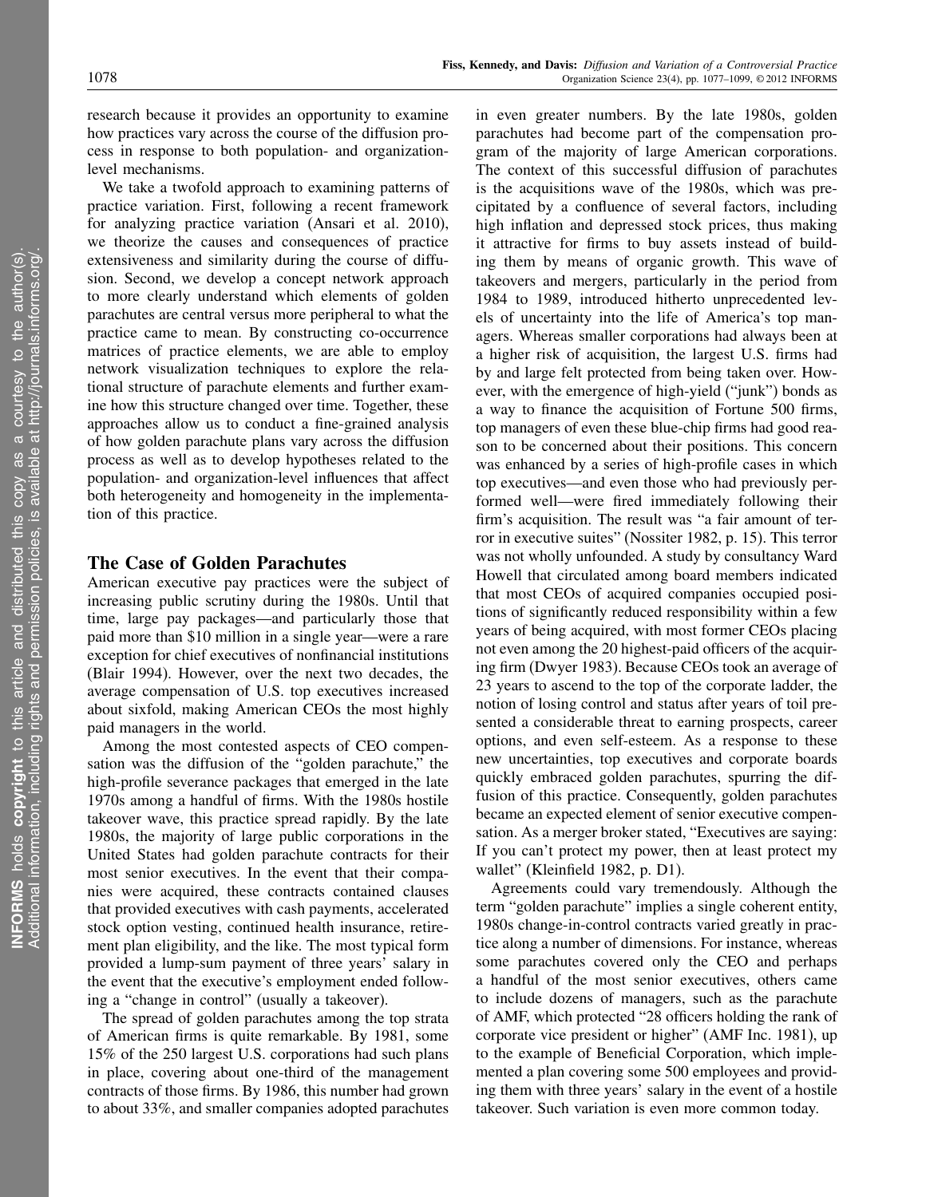research because it provides an opportunity to examine how practices vary across the course of the diffusion process in response to both population- and organization-level mechanisms.

We take a twofold approach to examining patterns of practice variation. First, following a recent framework for analyzing practice variation (Ansari et al. 2010), we theorize the causes and consequences of practice extensiveness and similarity during the course of diffusion. Second, we develop a concept network approach to more clearly understand which elements of golden parachutes are central versus more peripheral to what the practice came to mean. By constructing co-occurrence matrices of practice elements, we are able to employ network visualization techniques to explore the relational structure of parachute elements and further examine how this structure changed over time. Together, these approaches allow us to conduct a fine-grained analysis of how golden parachute plans vary across the diffusion process as well as to develop hypotheses related to the population- and organization-level influences that affect both heterogeneity and homogeneity in the implementation of this practice.

## The Case of Golden Parachutes

American executive pay practices were the subject of increasing public scrutiny during the 1980s. Until that time, large pay packages—and particularly those that paid more than \$10 million in a single year—were a rare exception for chief executives of nonfinancial institutions (Blair 1994). However, over the next two decades, the average compensation of U.S. top executives increased about sixfold, making American CEOs the most highly paid managers in the world.

Among the most contested aspects of CEO compensation was the diffusion of the "golden parachute," the high-profile severance packages that emerged in the late 1970s among a handful of firms. With the 1980s hostile takeover wave, this practice spread rapidly. By the late 1980s, the majority of large public corporations in the United States had golden parachute contracts for their most senior executives. In the event that their companies were acquired, these contracts contained clauses that provided executives with cash payments, accelerated stock option vesting, continued health insurance, retirement plan eligibility, and the like. The most typical form provided a lump-sum payment of three years' salary in the event that the executive's employment ended following a "change in control" (usually a takeover).

The spread of golden parachutes among the top strata of American firms is quite remarkable. By 1981, some 15% of the 250 largest U.S. corporations had such plans in place, covering about one-third of the management contracts of those firms. By 1986, this number had grown to about 33%, and smaller companies adopted parachutes in even greater numbers. By the late 1980s, golden parachutes had become part of the compensation program of the majority of large American corporations. The context of this successful diffusion of parachutes is the acquisitions wave of the 1980s, which was precipitated by a confluence of several factors, including high inflation and depressed stock prices, thus making it attractive for firms to buy assets instead of building them by means of organic growth. This wave of takeovers and mergers, particularly in the period from 1984 to 1989, introduced hitherto unprecedented levels of uncertainty into the life of America's top managers. Whereas smaller corporations had always been at a higher risk of acquisition, the largest U.S. firms had by and large felt protected from being taken over. However, with the emergence of high-yield ("junk") bonds as a way to finance the acquisition of Fortune 500 firms, top managers of even these blue-chip firms had good reason to be concerned about their positions. This concern was enhanced by a series of high-profile cases in which top executives—and even those who had previously performed well—were fired immediately following their firm's acquisition. The result was "a fair amount of terror in executive suites" (Nossiter 1982, p. 15). This terror was not wholly unfounded. A study by consultancy Ward Howell that circulated among board members indicated that most CEOs of acquired companies occupied positions of significantly reduced responsibility within a few years of being acquired, with most former CEOs placing not even among the 20 highest-paid officers of the acquiring firm (Dwyer 1983). Because CEOs took an average of 23 years to ascend to the top of the corporate ladder, the notion of losing control and status after years of toil presented a considerable threat to earning prospects, career options, and even self-esteem. As a response to these new uncertainties, top executives and corporate boards quickly embraced golden parachutes, spurring the diffusion of this practice. Consequently, golden parachutes became an expected element of senior executive compensation. As a merger broker stated, "Executives are saying: If you can't protect my power, then at least protect my wallet" (Kleinfield 1982, p. D1).

Agreements could vary tremendously. Although the term "golden parachute" implies a single coherent entity, 1980s change-in-control contracts varied greatly in practice along a number of dimensions. For instance, whereas some parachutes covered only the CEO and perhaps a handful of the most senior executives, others came to include dozens of managers, such as the parachute of AMF, which protected "28 officers holding the rank of corporate vice president or higher" (AMF Inc. 1981), up to the example of Beneficial Corporation, which implemented a plan covering some 500 employees and providing them with three years' salary in the event of a hostile takeover. Such variation is even more common today.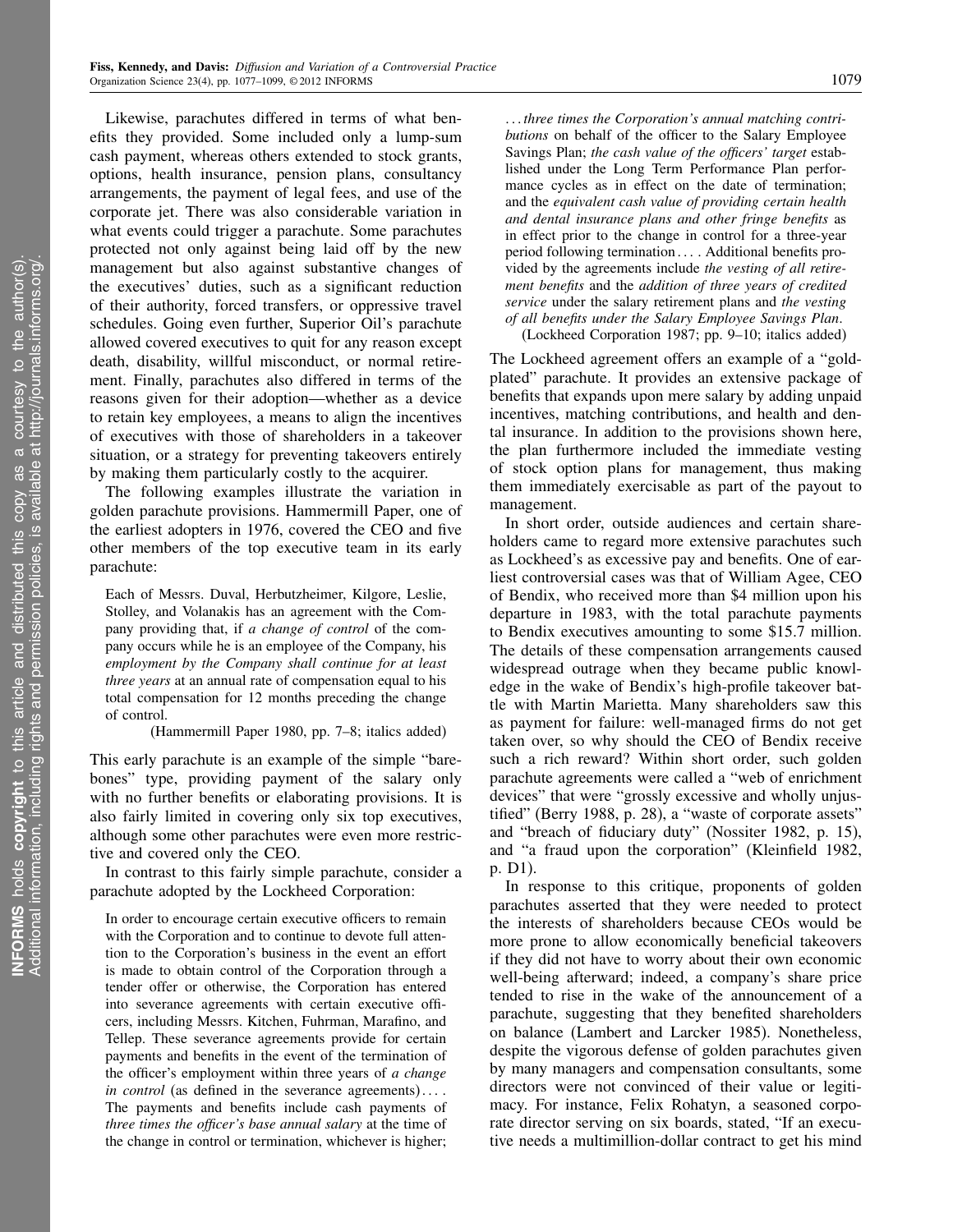Likewise, parachutes differed in terms of what benefits they provided. Some included only a lump-sum cash payment, whereas others extended to stock grants, options, health insurance, pension plans, consultancy arrangements, the payment of legal fees, and use of the corporate jet. There was also considerable variation in what events could trigger a parachute. Some parachutes protected not only against being laid off by the new management but also against substantive changes of the executives' duties, such as a significant reduction of their authority, forced transfers, or oppressive travel schedules. Going even further, Superior Oil's parachute allowed covered executives to quit for any reason except death, disability, willful misconduct, or normal retirement. Finally, parachutes also differed in terms of the reasons given for their adoption—whether as a device to retain key employees, a means to align the incentives of executives with those of shareholders in a takeover situation, or a strategy for preventing takeovers entirely by making them particularly costly to the acquirer.

The following examples illustrate the variation in golden parachute provisions. Hammermill Paper, one of the earliest adopters in 1976, covered the CEO and five other members of the top executive team in its early parachute:

> Each of Messrs. Duval, Herbutzheimer, Kilgore, Leslie, Stolley, and Volanakis has an agreement with the Company providing that, if *a change of control* of the company occurs while he is an employee of the Company, his *employment by the Company shall continue for at least three years* at an annual rate of compensation equal to his total compensation for 12 months preceding the change of control.
>
> (Hammermill Paper 1980, pp. 7–8; italics added)

This early parachute is an example of the simple "bare-bones" type, providing payment of the salary only with no further benefits or elaborating provisions. It is also fairly limited in covering only six top executives, although some other parachutes were even more restrictive and covered only the CEO.

In contrast to this fairly simple parachute, consider a parachute adopted by the Lockheed Corporation:

> In order to encourage certain executive officers to remain with the Corporation and to continue to devote full attention to the Corporation's business in the event an effort is made to obtain control of the Corporation through a tender offer or otherwise, the Corporation has entered into severance agreements with certain executive officers, including Messrs. Kitchen, Fuhrman, Marafino, and Tellep. These severance agreements provide for certain payments and benefits in the event of the termination of the officer's employment within three years of *a change in control* (as defined in the severance agreements).... The payments and benefits include cash payments of *three times the officer's base annual salary* at the time of the change in control or termination, whichever is higher; ... *three times the Corporation's annual matching contributions* on behalf of the officer to the Salary Employee Savings Plan; *the cash value of the officers' target* established under the Long Term Performance Plan performance cycles as in effect on the date of termination; and the *equivalent cash value of providing certain health and dental insurance plans and other fringe benefits* as in effect prior to the change in control for a three-year period following termination.... Additional benefits provided by the agreements include *the vesting of all retirement benefits* and the *addition of three years of credited service* under the salary retirement plans and *the vesting of all benefits under the Salary Employee Savings Plan*.
>
> (Lockheed Corporation 1987; pp. 9–10; italics added)

The Lockheed agreement offers an example of a "gold-plated" parachute. It provides an extensive package of benefits that expands upon mere salary by adding unpaid incentives, matching contributions, and health and dental insurance. In addition to the provisions shown here, the plan furthermore included the immediate vesting of stock option plans for management, thus making them immediately exercisable as part of the payout to management.

In short order, outside audiences and certain shareholders came to regard more extensive parachutes such as Lockheed's as excessive pay and benefits. One of earliest controversial cases was that of William Agee, CEO of Bendix, who received more than \$4 million upon his departure in 1983, with the total parachute payments to Bendix executives amounting to some \$15.7 million. The details of these compensation arrangements caused widespread outrage when they became public knowledge in the wake of Bendix's high-profile takeover battle with Martin Marietta. Many shareholders saw this as payment for failure: well-managed firms do not get taken over, so why should the CEO of Bendix receive such a rich reward? Within short order, such golden parachute agreements were called a "web of enrichment devices" that were "grossly excessive and wholly unjustified" (Berry 1988, p. 28), a "waste of corporate assets" and "breach of fiduciary duty" (Nossiter 1982, p. 15), and "a fraud upon the corporation" (Kleinfield 1982, p. D1).

In response to this critique, proponents of golden parachutes asserted that they were needed to protect the interests of shareholders because CEOs would be more prone to allow economically beneficial takeovers if they did not have to worry about their own economic well-being afterward; indeed, a company's share price tended to rise in the wake of the announcement of a parachute, suggesting that they benefited shareholders on balance (Lambert and Larcker 1985). Nonetheless, despite the vigorous defense of golden parachutes given by many managers and compensation consultants, some directors were not convinced of their value or legitimacy. For instance, Felix Rohatyn, a seasoned corporate director serving on six boards, stated, "If an executive needs a multimillion-dollar contract to get his mind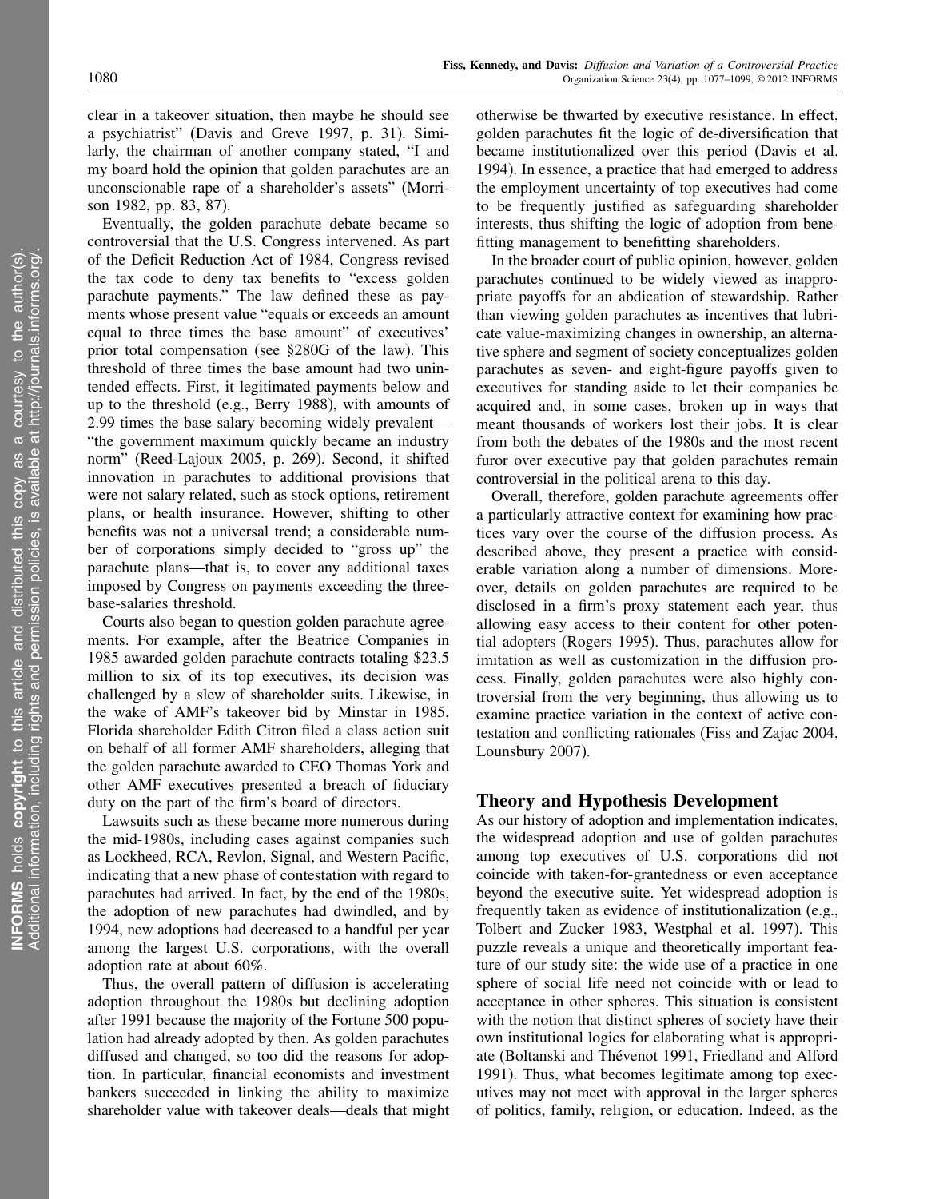clear in a takeover situation, then maybe he should see a psychiatrist" (Davis and Greve 1997, p. 31). Similarly, the chairman of another company stated, "I and my board hold the opinion that golden parachutes are an unconscionable rape of a shareholder's assets" (Morrison 1982, pp. 83, 87).

Eventually, the golden parachute debate became so controversial that the U.S. Congress intervened. As part of the Deficit Reduction Act of 1984, Congress revised the tax code to deny tax benefits to "excess golden parachute payments." The law defined these as payments whose present value "equals or exceeds an amount equal to three times the base amount" of executives' prior total compensation (see §280G of the law). This threshold of three times the base amount had two unintended effects. First, it legitimated payments below and up to the threshold (e.g., Berry 1988), with amounts of 2.99 times the base salary becoming widely prevalent—"the government maximum quickly became an industry norm" (Reed-Lajoux 2005, p. 269). Second, it shifted innovation in parachutes to additional provisions that were not salary related, such as stock options, retirement plans, or health insurance. However, shifting to other benefits was not a universal trend; a considerable number of corporations simply decided to "gross up" the parachute plans—that is, to cover any additional taxes imposed by Congress on payments exceeding the three-base-salaries threshold.

Courts also began to question golden parachute agreements. For example, after the Beatrice Companies in 1985 awarded golden parachute contracts totaling \$23.5 million to six of its top executives, its decision was challenged by a slew of shareholder suits. Likewise, in the wake of AMF's takeover bid by Minstar in 1985, Florida shareholder Edith Citron filed a class action suit on behalf of all former AMF shareholders, alleging that the golden parachute awarded to CEO Thomas York and other AMF executives presented a breach of fiduciary duty on the part of the firm's board of directors.

Lawsuits such as these became more numerous during the mid-1980s, including cases against companies such as Lockheed, RCA, Revlon, Signal, and Western Pacific, indicating that a new phase of contestation with regard to parachutes had arrived. In fact, by the end of the 1980s, the adoption of new parachutes had dwindled, and by 1994, new adoptions had decreased to a handful per year among the largest U.S. corporations, with the overall adoption rate at about 60%.

Thus, the overall pattern of diffusion is accelerating adoption throughout the 1980s but declining adoption after 1991 because the majority of the Fortune 500 population had already adopted by then. As golden parachutes diffused and changed, so too did the reasons for adoption. In particular, financial economists and investment bankers succeeded in linking the ability to maximize shareholder value with takeover deals—deals that might otherwise be thwarted by executive resistance. In effect, golden parachutes fit the logic of de-diversification that became institutionalized over this period (Davis et al. 1994). In essence, a practice that had emerged to address the employment uncertainty of top executives had come to be frequently justified as safeguarding shareholder interests, thus shifting the logic of adoption from benefitting management to benefitting shareholders.

In the broader court of public opinion, however, golden parachutes continued to be widely viewed as inappropriate payoffs for an abdication of stewardship. Rather than viewing golden parachutes as incentives that lubricate value-maximizing changes in ownership, an alternative sphere and segment of society conceptualizes golden parachutes as seven- and eight-figure payoffs given to executives for standing aside to let their companies be acquired and, in some cases, broken up in ways that meant thousands of workers lost their jobs. It is clear from both the debates of the 1980s and the most recent furor over executive pay that golden parachutes remain controversial in the political arena to this day.

Overall, therefore, golden parachute agreements offer a particularly attractive context for examining how practices vary over the course of the diffusion process. As described above, they present a practice with considerable variation along a number of dimensions. Moreover, details on golden parachutes are required to be disclosed in a firm's proxy statement each year, thus allowing easy access to their content for other potential adopters (Rogers 1995). Thus, parachutes allow for imitation as well as customization in the diffusion process. Finally, golden parachutes were also highly controversial from the very beginning, thus allowing us to examine practice variation in the context of active contestation and conflicting rationales (Fiss and Zajac 2004, Lounsbury 2007).

## Theory and Hypothesis Development

As our history of adoption and implementation indicates, the widespread adoption and use of golden parachutes among top executives of U.S. corporations did not coincide with taken-for-grantedness or even acceptance beyond the executive suite. Yet widespread adoption is frequently taken as evidence of institutionalization (e.g., Tolbert and Zucker 1983, Westphal et al. 1997). This puzzle reveals a unique and theoretically important feature of our study site: the wide use of a practice in one sphere of social life need not coincide with or lead to acceptance in other spheres. This situation is consistent with the notion that distinct spheres of society have their own institutional logics for elaborating what is appropriate (Boltanski and Thévenot 1991, Friedland and Alford 1991). Thus, what becomes legitimate among top executives may not meet with approval in the larger spheres of politics, family, religion, or education. Indeed, as the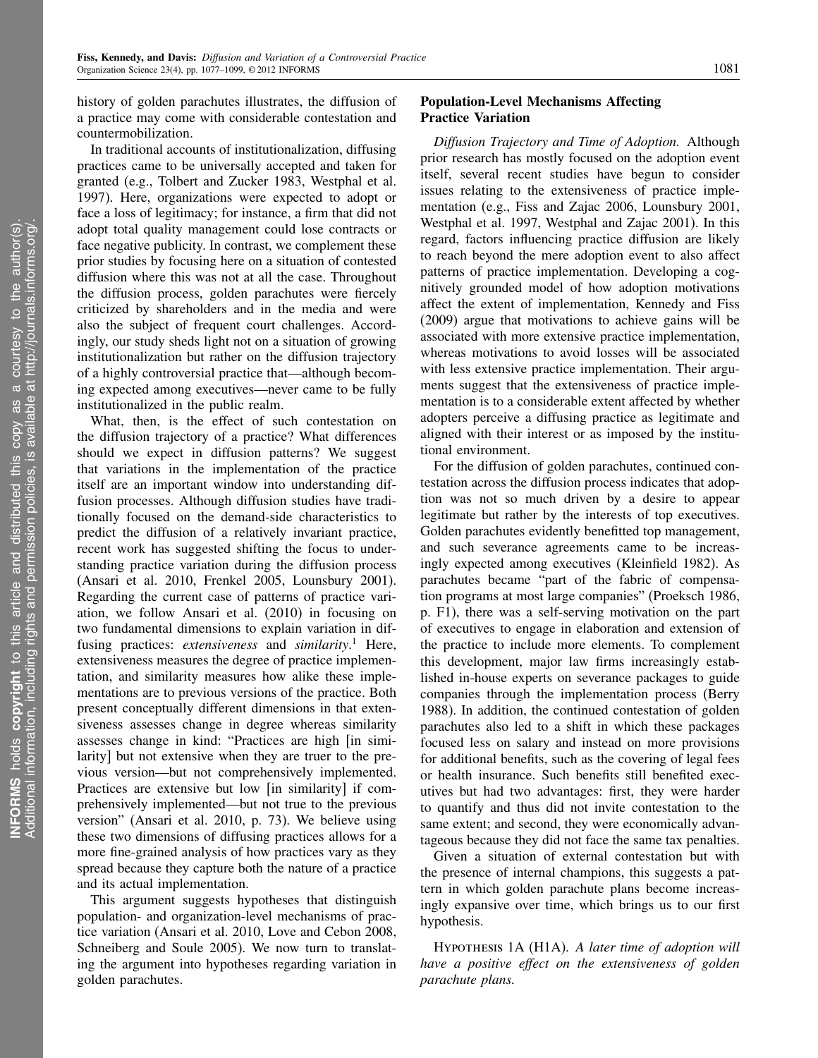history of golden parachutes illustrates, the diffusion of a practice may come with considerable contestation and countermobilization.

In traditional accounts of institutionalization, diffusing practices came to be universally accepted and taken for granted (e.g., Tolbert and Zucker 1983, Westphal et al. 1997). Here, organizations were expected to adopt or face a loss of legitimacy; for instance, a firm that did not adopt total quality management could lose contracts or face negative publicity. In contrast, we complement these prior studies by focusing here on a situation of contested diffusion where this was not at all the case. Throughout the diffusion process, golden parachutes were fiercely criticized by shareholders and in the media and were also the subject of frequent court challenges. Accordingly, our study sheds light not on a situation of growing institutionalization but rather on the diffusion trajectory of a highly controversial practice that—although becoming expected among executives—never came to be fully institutionalized in the public realm.

What, then, is the effect of such contestation on the diffusion trajectory of a practice? What differences should we expect in diffusion patterns? We suggest that variations in the implementation of the practice itself are an important window into understanding diffusion processes. Although diffusion studies have traditionally focused on the demand-side characteristics to predict the diffusion of a relatively invariant practice, recent work has suggested shifting the focus to understanding practice variation during the diffusion process (Ansari et al. 2010, Frenkel 2005, Lounsbury 2001). Regarding the current case of patterns of practice variation, we follow Ansari et al. (2010) in focusing on two fundamental dimensions to explain variation in diffusing practices: *extensiveness* and *similarity*.[1] Here, extensiveness measures the degree of practice implementation, and similarity measures how alike these implementations are to previous versions of the practice. Both present conceptually different dimensions in that extensiveness assesses change in degree whereas similarity assesses change in kind: "Practices are high [in similarity] but not extensive when they are truer to the previous version—but not comprehensively implemented. Practices are extensive but low [in similarity] if comprehensively implemented—but not true to the previous version" (Ansari et al. 2010, p. 73). We believe using these two dimensions of diffusing practices allows for a more fine-grained analysis of how practices vary as they spread because they capture both the nature of a practice and its actual implementation.

This argument suggests hypotheses that distinguish population- and organization-level mechanisms of practice variation (Ansari et al. 2010, Love and Cebon 2008, Schneiberg and Soule 2005). We now turn to translating the argument into hypotheses regarding variation in golden parachutes.

### Population-Level Mechanisms Affecting Practice Variation

*Diffusion Trajectory and Time of Adoption.* Although prior research has mostly focused on the adoption event itself, several recent studies have begun to consider issues relating to the extensiveness of practice implementation (e.g., Fiss and Zajac 2006, Lounsbury 2001, Westphal et al. 1997, Westphal and Zajac 2001). In this regard, factors influencing practice diffusion are likely to reach beyond the mere adoption event to also affect patterns of practice implementation. Developing a cognitively grounded model of how adoption motivations affect the extent of implementation, Kennedy and Fiss (2009) argue that motivations to achieve gains will be associated with more extensive practice implementation, whereas motivations to avoid losses will be associated with less extensive practice implementation. Their arguments suggest that the extensiveness of practice implementation is to a considerable extent affected by whether adopters perceive a diffusing practice as legitimate and aligned with their interest or as imposed by the institutional environment.

For the diffusion of golden parachutes, continued contestation across the diffusion process indicates that adoption was not so much driven by a desire to appear legitimate but rather by the interests of top executives. Golden parachutes evidently benefitted top management, and such severance agreements came to be increasingly expected among executives (Kleinfield 1982). As parachutes became "part of the fabric of compensation programs at most large companies" (Proeksch 1986, p. F1), there was a self-serving motivation on the part of executives to engage in elaboration and extension of the practice to include more elements. To complement this development, major law firms increasingly established in-house experts on severance packages to guide companies through the implementation process (Berry 1988). In addition, the continued contestation of golden parachutes also led to a shift in which these packages focused less on salary and instead on more provisions for additional benefits, such as the covering of legal fees or health insurance. Such benefits still benefited executives but had two advantages: first, they were harder to quantify and thus did not invite contestation to the same extent; and second, they were economically advantageous because they did not face the same tax penalties.

Given a situation of external contestation but with the presence of internal champions, this suggests a pattern in which golden parachute plans become increasingly expansive over time, which brings us to our first hypothesis.

HYPOTHESIS 1A (H1A). *A later time of adoption will have a positive effect on the extensiveness of golden parachute plans.*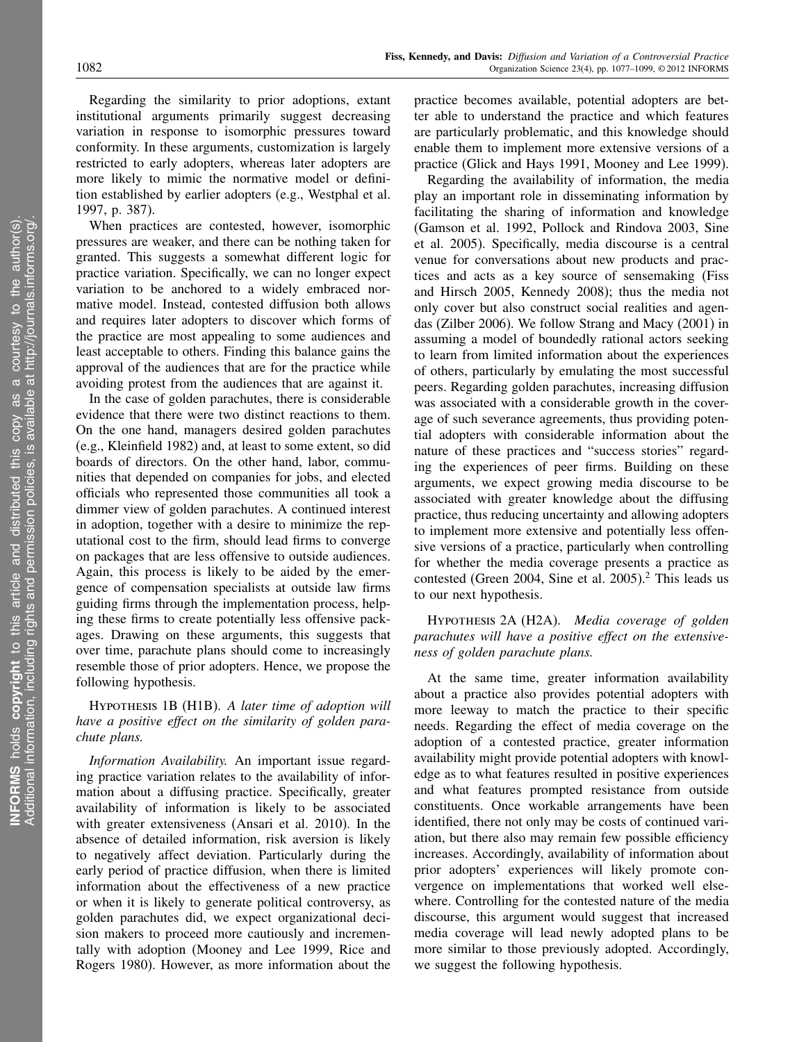Regarding the similarity to prior adoptions, extant institutional arguments primarily suggest decreasing variation in response to isomorphic pressures toward conformity. In these arguments, customization is largely restricted to early adopters, whereas later adopters are more likely to mimic the normative model or definition established by earlier adopters (e.g., Westphal et al. 1997, p. 387).

When practices are contested, however, isomorphic pressures are weaker, and there can be nothing taken for granted. This suggests a somewhat different logic for practice variation. Specifically, we can no longer expect variation to be anchored to a widely embraced normative model. Instead, contested diffusion both allows and requires later adopters to discover which forms of the practice are most appealing to some audiences and least acceptable to others. Finding this balance gains the approval of the audiences that are for the practice while avoiding protest from the audiences that are against it.

In the case of golden parachutes, there is considerable evidence that there were two distinct reactions to them. On the one hand, managers desired golden parachutes (e.g., Kleinfield 1982) and, at least to some extent, so did boards of directors. On the other hand, labor, communities that depended on companies for jobs, and elected officials who represented those communities all took a dimmer view of golden parachutes. A continued interest in adoption, together with a desire to minimize the reputational cost to the firm, should lead firms to converge on packages that are less offensive to outside audiences. Again, this process is likely to be aided by the emergence of compensation specialists at outside law firms guiding firms through the implementation process, helping these firms to create potentially less offensive packages. Drawing on these arguments, this suggests that over time, parachute plans should come to increasingly resemble those of prior adopters. Hence, we propose the following hypothesis.

Hypothesis 1B (H1B). *A later time of adoption will have a positive effect on the similarity of golden parachute plans.*

*Information Availability.* An important issue regarding practice variation relates to the availability of information about a diffusing practice. Specifically, greater availability of information is likely to be associated with greater extensiveness (Ansari et al. 2010). In the absence of detailed information, risk aversion is likely to negatively affect deviation. Particularly during the early period of practice diffusion, when there is limited information about the effectiveness of a new practice or when it is likely to generate political controversy, as golden parachutes did, we expect organizational decision makers to proceed more cautiously and incrementally with adoption (Mooney and Lee 1999, Rice and Rogers 1980). However, as more information about the practice becomes available, potential adopters are better able to understand the practice and which features are particularly problematic, and this knowledge should enable them to implement more extensive versions of a practice (Glick and Hays 1991, Mooney and Lee 1999).

Regarding the availability of information, the media play an important role in disseminating information by facilitating the sharing of information and knowledge (Gamson et al. 1992, Pollock and Rindova 2003, Sine et al. 2005). Specifically, media discourse is a central venue for conversations about new products and practices and acts as a key source of sensemaking (Fiss and Hirsch 2005, Kennedy 2008); thus the media not only cover but also construct social realities and agendas (Zilber 2006). We follow Strang and Macy (2001) in assuming a model of boundedly rational actors seeking to learn from limited information about the experiences of others, particularly by emulating the most successful peers. Regarding golden parachutes, increasing diffusion was associated with a considerable growth in the coverage of such severance agreements, thus providing potential adopters with considerable information about the nature of these practices and "success stories" regarding the experiences of peer firms. Building on these arguments, we expect growing media discourse to be associated with greater knowledge about the diffusing practice, thus reducing uncertainty and allowing adopters to implement more extensive and potentially less offensive versions of a practice, particularly when controlling for whether the media coverage presents a practice as contested (Green 2004, Sine et al. 2005).[2] This leads us to our next hypothesis.

Hypothesis 2A (H2A). *Media coverage of golden parachutes will have a positive effect on the extensiveness of golden parachute plans.*

At the same time, greater information availability about a practice also provides potential adopters with more leeway to match the practice to their specific needs. Regarding the effect of media coverage on the adoption of a contested practice, greater information availability might provide potential adopters with knowledge as to what features resulted in positive experiences and what features prompted resistance from outside constituents. Once workable arrangements have been identified, there not only may be costs of continued variation, but there also may remain few possible efficiency increases. Accordingly, availability of information about prior adopters' experiences will likely promote convergence on implementations that worked well elsewhere. Controlling for the contested nature of the media discourse, this argument would suggest that increased media coverage will lead newly adopted plans to be more similar to those previously adopted. Accordingly, we suggest the following hypothesis.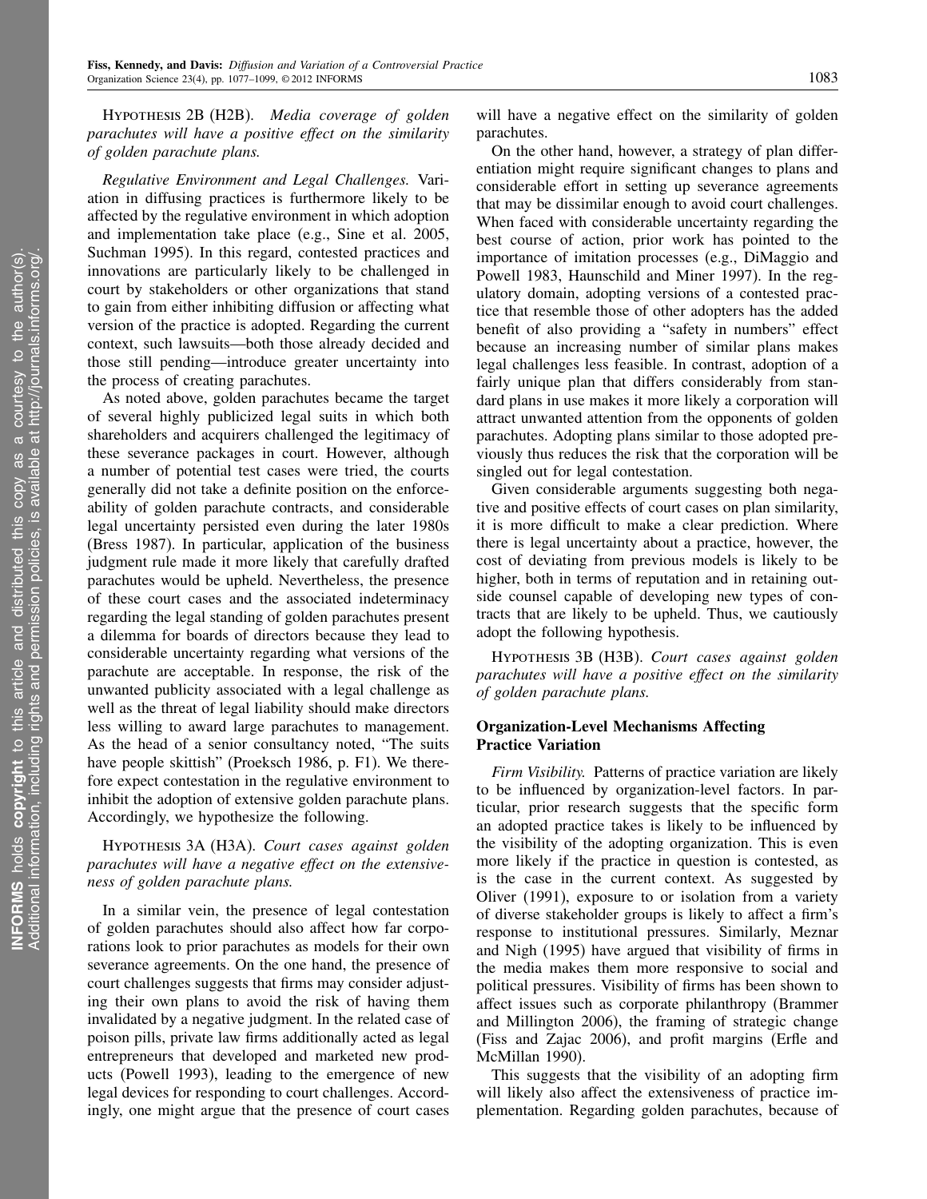HYPOTHESIS 2B (H2B). *Media coverage of golden parachutes will have a positive effect on the similarity of golden parachute plans.*

*Regulative Environment and Legal Challenges.* Variation in diffusing practices is furthermore likely to be affected by the regulative environment in which adoption and implementation take place (e.g., Sine et al. 2005, Suchman 1995). In this regard, contested practices and innovations are particularly likely to be challenged in court by stakeholders or other organizations that stand to gain from either inhibiting diffusion or affecting what version of the practice is adopted. Regarding the current context, such lawsuits—both those already decided and those still pending—introduce greater uncertainty into the process of creating parachutes.

As noted above, golden parachutes became the target of several highly publicized legal suits in which both shareholders and acquirers challenged the legitimacy of these severance packages in court. However, although a number of potential test cases were tried, the courts generally did not take a definite position on the enforceability of golden parachute contracts, and considerable legal uncertainty persisted even during the later 1980s (Bress 1987). In particular, application of the business judgment rule made it more likely that carefully drafted parachutes would be upheld. Nevertheless, the presence of these court cases and the associated indeterminacy regarding the legal standing of golden parachutes present a dilemma for boards of directors because they lead to considerable uncertainty regarding what versions of the parachute are acceptable. In response, the risk of the unwanted publicity associated with a legal challenge as well as the threat of legal liability should make directors less willing to award large parachutes to management. As the head of a senior consultancy noted, "The suits have people skittish" (Proeksch 1986, p. F1). We therefore expect contestation in the regulative environment to inhibit the adoption of extensive golden parachute plans. Accordingly, we hypothesize the following.

HYPOTHESIS 3A (H3A). *Court cases against golden parachutes will have a negative effect on the extensiveness of golden parachute plans.*

In a similar vein, the presence of legal contestation of golden parachutes should also affect how far corporations look to prior parachutes as models for their own severance agreements. On the one hand, the presence of court challenges suggests that firms may consider adjusting their own plans to avoid the risk of having them invalidated by a negative judgment. In the related case of poison pills, private law firms additionally acted as legal entrepreneurs that developed and marketed new products (Powell 1993), leading to the emergence of new legal devices for responding to court challenges. Accordingly, one might argue that the presence of court cases will have a negative effect on the similarity of golden parachutes.

On the other hand, however, a strategy of plan differentiation might require significant changes to plans and considerable effort in setting up severance agreements that may be dissimilar enough to avoid court challenges. When faced with considerable uncertainty regarding the best course of action, prior work has pointed to the importance of imitation processes (e.g., DiMaggio and Powell 1983, Haunschild and Miner 1997). In the regulatory domain, adopting versions of a contested practice that resemble those of other adopters has the added benefit of also providing a "safety in numbers" effect because an increasing number of similar plans makes legal challenges less feasible. In contrast, adoption of a fairly unique plan that differs considerably from standard plans in use makes it more likely a corporation will attract unwanted attention from the opponents of golden parachutes. Adopting plans similar to those adopted previously thus reduces the risk that the corporation will be singled out for legal contestation.

Given considerable arguments suggesting both negative and positive effects of court cases on plan similarity, it is more difficult to make a clear prediction. Where there is legal uncertainty about a practice, however, the cost of deviating from previous models is likely to be higher, both in terms of reputation and in retaining outside counsel capable of developing new types of contracts that are likely to be upheld. Thus, we cautiously adopt the following hypothesis.

HYPOTHESIS 3B (H3B). *Court cases against golden parachutes will have a positive effect on the similarity of golden parachute plans.*

### Organization-Level Mechanisms Affecting Practice Variation

*Firm Visibility.* Patterns of practice variation are likely to be influenced by organization-level factors. In particular, prior research suggests that the specific form an adopted practice takes is likely to be influenced by the visibility of the adopting organization. This is even more likely if the practice in question is contested, as is the case in the current context. As suggested by Oliver (1991), exposure to or isolation from a variety of diverse stakeholder groups is likely to affect a firm's response to institutional pressures. Similarly, Meznar and Nigh (1995) have argued that visibility of firms in the media makes them more responsive to social and political pressures. Visibility of firms has been shown to affect issues such as corporate philanthropy (Brammer and Millington 2006), the framing of strategic change (Fiss and Zajac 2006), and profit margins (Erfle and McMillan 1990).

This suggests that the visibility of an adopting firm will likely also affect the extensiveness of practice implementation. Regarding golden parachutes, because of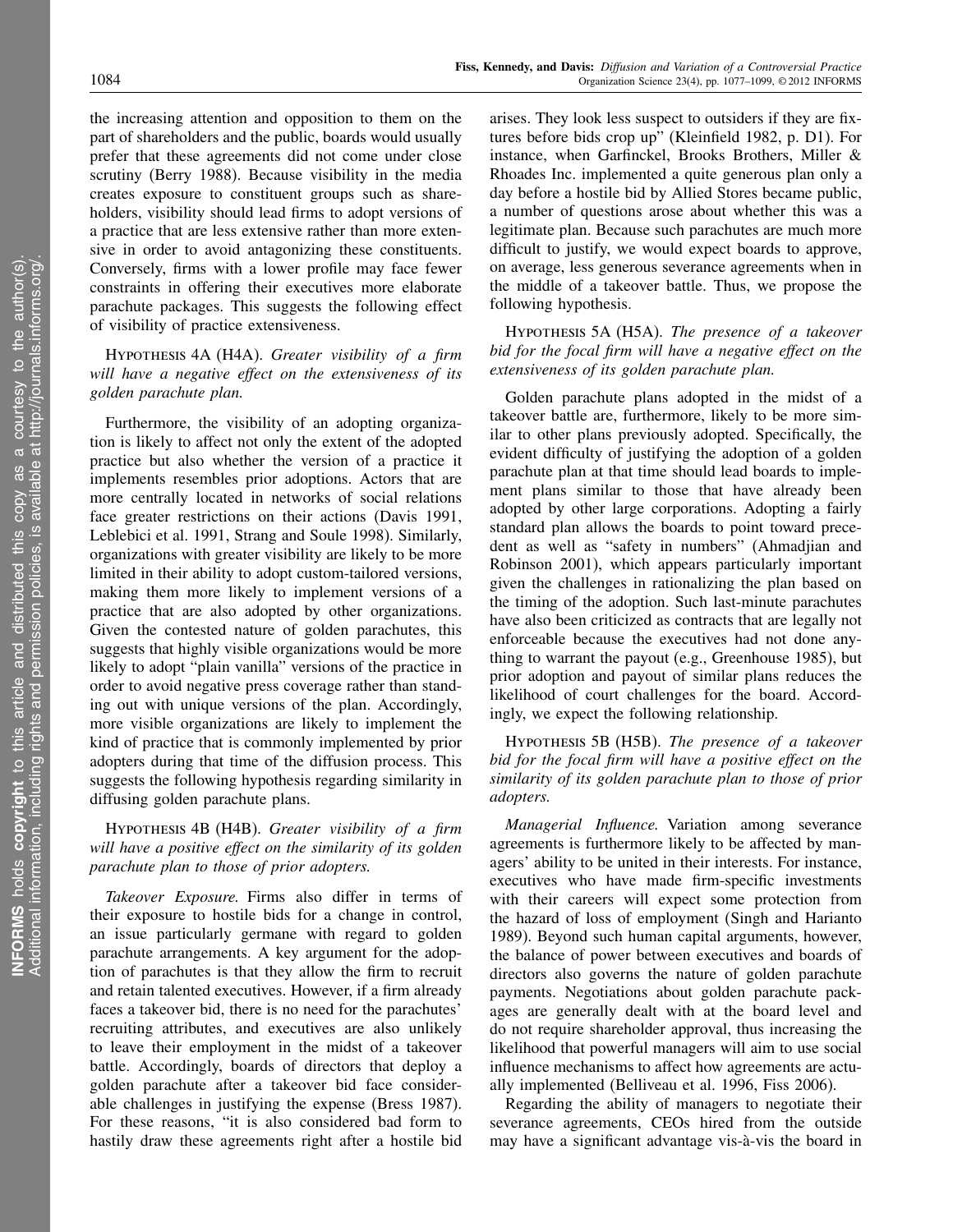the increasing attention and opposition to them on the part of shareholders and the public, boards would usually prefer that these agreements did not come under close scrutiny (Berry 1988). Because visibility in the media creates exposure to constituent groups such as shareholders, visibility should lead firms to adopt versions of a practice that are less extensive rather than more extensive in order to avoid antagonizing these constituents. Conversely, firms with a lower profile may face fewer constraints in offering their executives more elaborate parachute packages. This suggests the following effect of visibility of practice extensiveness.

Hypothesis 4A (H4A). *Greater visibility of a firm will have a negative effect on the extensiveness of its golden parachute plan.*

Furthermore, the visibility of an adopting organization is likely to affect not only the extent of the adopted practice but also whether the version of a practice it implements resembles prior adoptions. Actors that are more centrally located in networks of social relations face greater restrictions on their actions (Davis 1991, Leblebici et al. 1991, Strang and Soule 1998). Similarly, organizations with greater visibility are likely to be more limited in their ability to adopt custom-tailored versions, making them more likely to implement versions of a practice that are also adopted by other organizations. Given the contested nature of golden parachutes, this suggests that highly visible organizations would be more likely to adopt "plain vanilla" versions of the practice in order to avoid negative press coverage rather than standing out with unique versions of the plan. Accordingly, more visible organizations are likely to implement the kind of practice that is commonly implemented by prior adopters during that time of the diffusion process. This suggests the following hypothesis regarding similarity in diffusing golden parachute plans.

Hypothesis 4B (H4B). *Greater visibility of a firm will have a positive effect on the similarity of its golden parachute plan to those of prior adopters.*

*Takeover Exposure.* Firms also differ in terms of their exposure to hostile bids for a change in control, an issue particularly germane with regard to golden parachute arrangements. A key argument for the adoption of parachutes is that they allow the firm to recruit and retain talented executives. However, if a firm already faces a takeover bid, there is no need for the parachutes' recruiting attributes, and executives are also unlikely to leave their employment in the midst of a takeover battle. Accordingly, boards of directors that deploy a golden parachute after a takeover bid face considerable challenges in justifying the expense (Bress 1987). For these reasons, "it is also considered bad form to hastily draw these agreements right after a hostile bid arises. They look less suspect to outsiders if they are fixtures before bids crop up" (Kleinfield 1982, p. D1). For instance, when Garfinckel, Brooks Brothers, Miller & Rhoades Inc. implemented a quite generous plan only a day before a hostile bid by Allied Stores became public, a number of questions arose about whether this was a legitimate plan. Because such parachutes are much more difficult to justify, we would expect boards to approve, on average, less generous severance agreements when in the middle of a takeover battle. Thus, we propose the following hypothesis.

Hypothesis 5A (H5A). *The presence of a takeover bid for the focal firm will have a negative effect on the extensiveness of its golden parachute plan.*

Golden parachute plans adopted in the midst of a takeover battle are, furthermore, likely to be more similar to other plans previously adopted. Specifically, the evident difficulty of justifying the adoption of a golden parachute plan at that time should lead boards to implement plans similar to those that have already been adopted by other large corporations. Adopting a fairly standard plan allows the boards to point toward precedent as well as "safety in numbers" (Ahmadjian and Robinson 2001), which appears particularly important given the challenges in rationalizing the plan based on the timing of the adoption. Such last-minute parachutes have also been criticized as contracts that are legally not enforceable because the executives had not done anything to warrant the payout (e.g., Greenhouse 1985), but prior adoption and payout of similar plans reduces the likelihood of court challenges for the board. Accordingly, we expect the following relationship.

Hypothesis 5B (H5B). *The presence of a takeover bid for the focal firm will have a positive effect on the similarity of its golden parachute plan to those of prior adopters.*

*Managerial Influence.* Variation among severance agreements is furthermore likely to be affected by managers' ability to be united in their interests. For instance, executives who have made firm-specific investments with their careers will expect some protection from the hazard of loss of employment (Singh and Harianto 1989). Beyond such human capital arguments, however, the balance of power between executives and boards of directors also governs the nature of golden parachute payments. Negotiations about golden parachute packages are generally dealt with at the board level and do not require shareholder approval, thus increasing the likelihood that powerful managers will aim to use social influence mechanisms to affect how agreements are actually implemented (Belliveau et al. 1996, Fiss 2006).

Regarding the ability of managers to negotiate their severance agreements, CEOs hired from the outside may have a significant advantage vis-à-vis the board in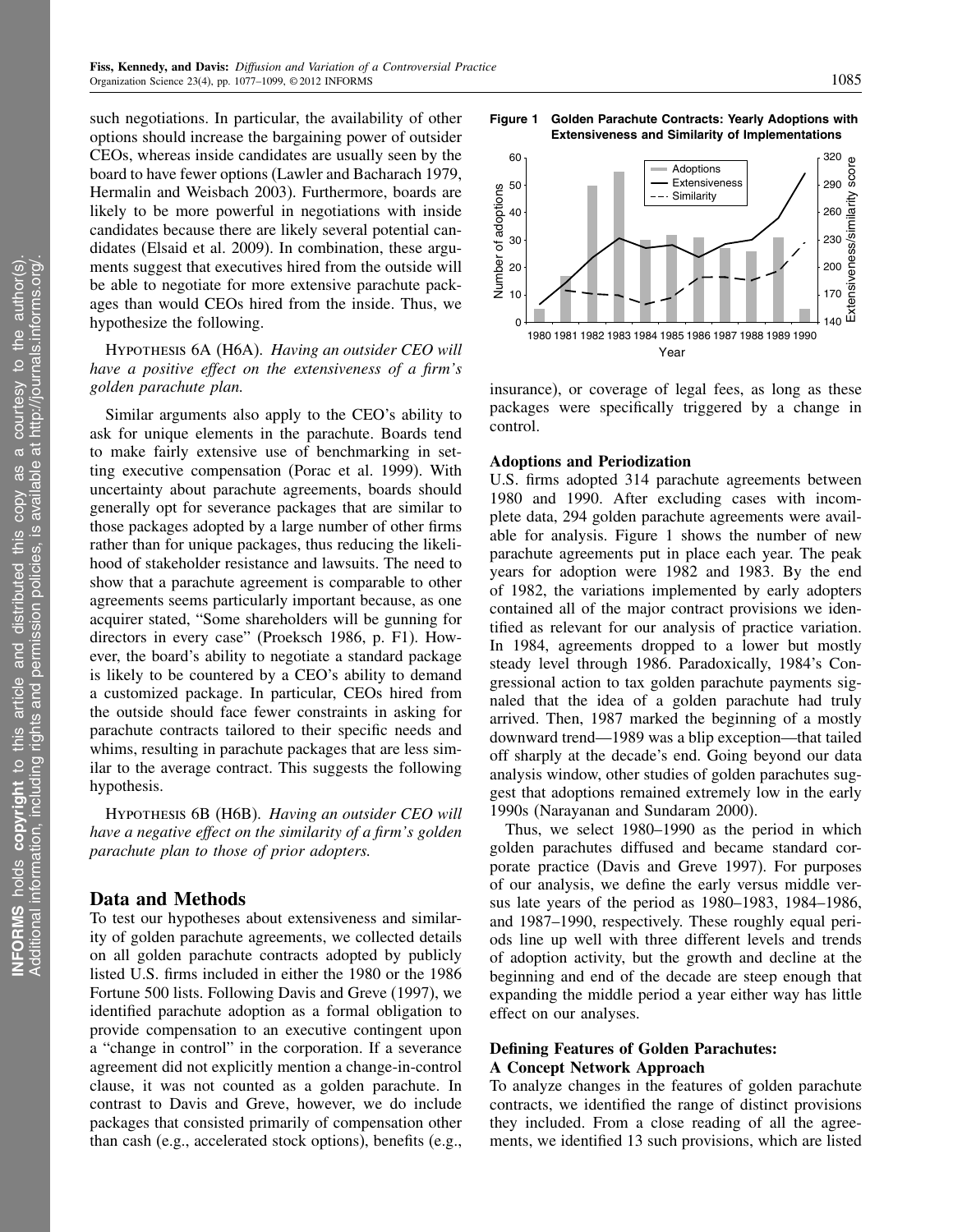such negotiations. In particular, the availability of other options should increase the bargaining power of outsider CEOs, whereas inside candidates are usually seen by the board to have fewer options (Lawler and Bacharach 1979, Hermalin and Weisbach 2003). Furthermore, boards are likely to be more powerful in negotiations with inside candidates because there are likely several potential candidates (Elsaid et al. 2009). In combination, these arguments suggest that executives hired from the outside will be able to negotiate for more extensive parachute packages than would CEOs hired from the inside. Thus, we hypothesize the following.

Hypothesis 6A (H6A). *Having an outsider CEO will have a positive effect on the extensiveness of a firm's golden parachute plan.*

Similar arguments also apply to the CEO's ability to ask for unique elements in the parachute. Boards tend to make fairly extensive use of benchmarking in setting executive compensation (Porac et al. 1999). With uncertainty about parachute agreements, boards should generally opt for severance packages that are similar to those packages adopted by a large number of other firms rather than for unique packages, thus reducing the likelihood of stakeholder resistance and lawsuits. The need to show that a parachute agreement is comparable to other agreements seems particularly important because, as one acquirer stated, "Some shareholders will be gunning for directors in every case" (Proeksch 1986, p. F1). However, the board's ability to negotiate a standard package is likely to be countered by a CEO's ability to demand a customized package. In particular, CEOs hired from the outside should face fewer constraints in asking for parachute contracts tailored to their specific needs and whims, resulting in parachute packages that are less similar to the average contract. This suggests the following hypothesis.

Hypothesis 6B (H6B). *Having an outsider CEO will have a negative effect on the similarity of a firm's golden parachute plan to those of prior adopters.*

## Data and Methods

To test our hypotheses about extensiveness and similarity of golden parachute agreements, we collected details on all golden parachute contracts adopted by publicly listed U.S. firms included in either the 1980 or the 1986 Fortune 500 lists. Following Davis and Greve (1997), we identified parachute adoption as a formal obligation to provide compensation to an executive contingent upon a "change in control" in the corporation. If a severance agreement did not explicitly mention a change-in-control clause, it was not counted as a golden parachute. In contrast to Davis and Greve, however, we do include packages that consisted primarily of compensation other than cash (e.g., accelerated stock options), benefits (e.g., insurance), or coverage of legal fees, as long as these packages were specifically triggered by a change in control.

**Figure 1 Golden Parachute Contracts: Yearly Adoptions with Extensiveness and Similarity of Implementations**

### Adoptions and Periodization

U.S. firms adopted 314 parachute agreements between 1980 and 1990. After excluding cases with incomplete data, 294 golden parachute agreements were available for analysis. Figure 1 shows the number of new parachute agreements put in place each year. The peak years for adoption were 1982 and 1983. By the end of 1982, the variations implemented by early adopters contained all of the major contract provisions we identified as relevant for our analysis of practice variation. In 1984, agreements dropped to a lower but mostly steady level through 1986. Paradoxically, 1984's Congressional action to tax golden parachute payments signaled that the idea of a golden parachute had truly arrived. Then, 1987 marked the beginning of a mostly downward trend—1989 was a blip exception—that tailed off sharply at the decade's end. Going beyond our data analysis window, other studies of golden parachutes suggest that adoptions remained extremely low in the early 1990s (Narayanan and Sundaram 2000).

Thus, we select 1980–1990 as the period in which golden parachutes diffused and became standard corporate practice (Davis and Greve 1997). For purposes of our analysis, we define the early versus middle versus late years of the period as 1980–1983, 1984–1986, and 1987–1990, respectively. These roughly equal periods line up well with three different levels and trends of adoption activity, but the growth and decline at the beginning and end of the decade are steep enough that expanding the middle period a year either way has little effect on our analyses.

### Defining Features of Golden Parachutes: A Concept Network Approach

To analyze changes in the features of golden parachute contracts, we identified the range of distinct provisions they included. From a close reading of all the agreements, we identified 13 such provisions, which are listed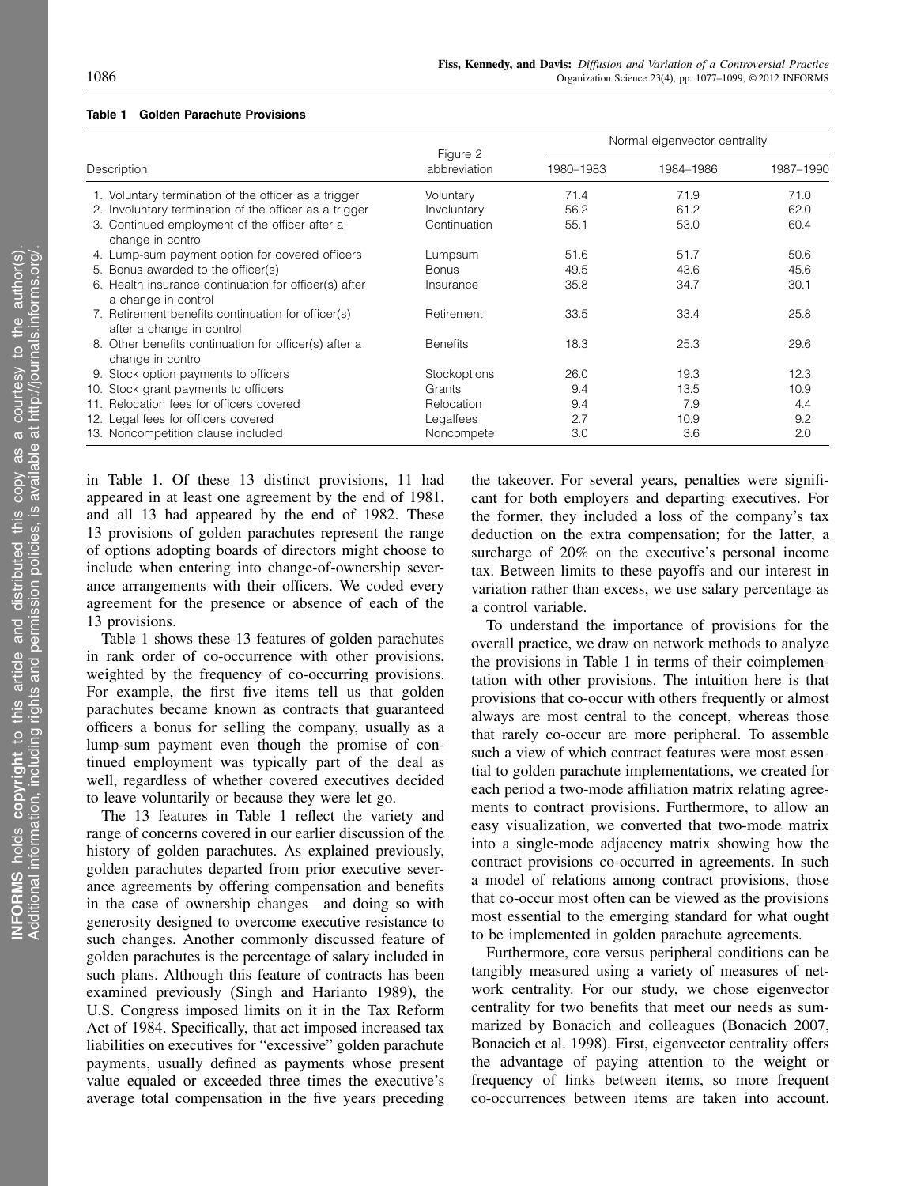**Table 1 Golden Parachute Provisions**

| Description | Figure 2 abbreviation | Normal eigenvector centrality | | |
|---|---|---|---|---|
| | | 1980–1983 | 1984–1986 | 1987–1990 |
| 1. Voluntary termination of the officer as a trigger | Voluntary | 71.4 | 71.9 | 71.0 |
| 2. Involuntary termination of the officer as a trigger | Involuntary | 56.2 | 61.2 | 62.0 |
| 3. Continued employment of the officer after a change in control | Continuation | 55.1 | 53.0 | 60.4 |
| 4. Lump-sum payment option for covered officers | Lumpsum | 51.6 | 51.7 | 50.6 |
| 5. Bonus awarded to the officer(s) | Bonus | 49.5 | 43.6 | 45.6 |
| 6. Health insurance continuation for officer(s) after a change in control | Insurance | 35.8 | 34.7 | 30.1 |
| 7. Retirement benefits continuation for officer(s) after a change in control | Retirement | 33.5 | 33.4 | 25.8 |
| 8. Other benefits continuation for officer(s) after a change in control | Benefits | 18.3 | 25.3 | 29.6 |
| 9. Stock option payments to officers | Stockoptions | 26.0 | 19.3 | 12.3 |
| 10. Stock grant payments to officers | Grants | 9.4 | 13.5 | 10.9 |
| 11. Relocation fees for officers covered | Relocation | 9.4 | 7.9 | 4.4 |
| 12. Legal fees for officers covered | Legalfees | 2.7 | 10.9 | 9.2 |
| 13. Noncompetition clause included | Noncompete | 3.0 | 3.6 | 2.0 |

in Table 1. Of these 13 distinct provisions, 11 had appeared in at least one agreement by the end of 1981, and all 13 had appeared by the end of 1982. These 13 provisions of golden parachutes represent the range of options adopting boards of directors might choose to include when entering into change-of-ownership severance arrangements with their officers. We coded every agreement for the presence or absence of each of the 13 provisions.

Table 1 shows these 13 features of golden parachutes in rank order of co-occurrence with other provisions, weighted by the frequency of co-occurring provisions. For example, the first five items tell us that golden parachutes became known as contracts that guaranteed officers a bonus for selling the company, usually as a lump-sum payment even though the promise of continued employment was typically part of the deal as well, regardless of whether covered executives decided to leave voluntarily or because they were let go.

The 13 features in Table 1 reflect the variety and range of concerns covered in our earlier discussion of the history of golden parachutes. As explained previously, golden parachutes departed from prior executive severance agreements by offering compensation and benefits in the case of ownership changes—and doing so with generosity designed to overcome executive resistance to such changes. Another commonly discussed feature of golden parachutes is the percentage of salary included in such plans. Although this feature of contracts has been examined previously (Singh and Harianto 1989), the U.S. Congress imposed limits on it in the Tax Reform Act of 1984. Specifically, that act imposed increased tax liabilities on executives for "excessive" golden parachute payments, usually defined as payments whose present value equaled or exceeded three times the executive's average total compensation in the five years preceding the takeover. For several years, penalties were significant for both employers and departing executives. For the former, they included a loss of the company's tax deduction on the extra compensation; for the latter, a surcharge of 20% on the executive's personal income tax. Between limits to these payoffs and our interest in variation rather than excess, we use salary percentage as a control variable.

To understand the importance of provisions for the overall practice, we draw on network methods to analyze the provisions in Table 1 in terms of their coimplementation with other provisions. The intuition here is that provisions that co-occur with others frequently or almost always are most central to the concept, whereas those that rarely co-occur are more peripheral. To assemble such a view of which contract features were most essential to golden parachute implementations, we created for each period a two-mode affiliation matrix relating agreements to contract provisions. Furthermore, to allow an easy visualization, we converted that two-mode matrix into a single-mode adjacency matrix showing how the contract provisions co-occurred in agreements. In such a model of relations among contract provisions, those that co-occur most often can be viewed as the provisions most essential to the emerging standard for what ought to be implemented in golden parachute agreements.

Furthermore, core versus peripheral conditions can be tangibly measured using a variety of measures of network centrality. For our study, we chose eigenvector centrality for two benefits that meet our needs as summarized by Bonacich and colleagues (Bonacich 2007, Bonacich et al. 1998). First, eigenvector centrality offers the advantage of paying attention to the weight or frequency of links between items, so more frequent co-occurrences between items are taken into account.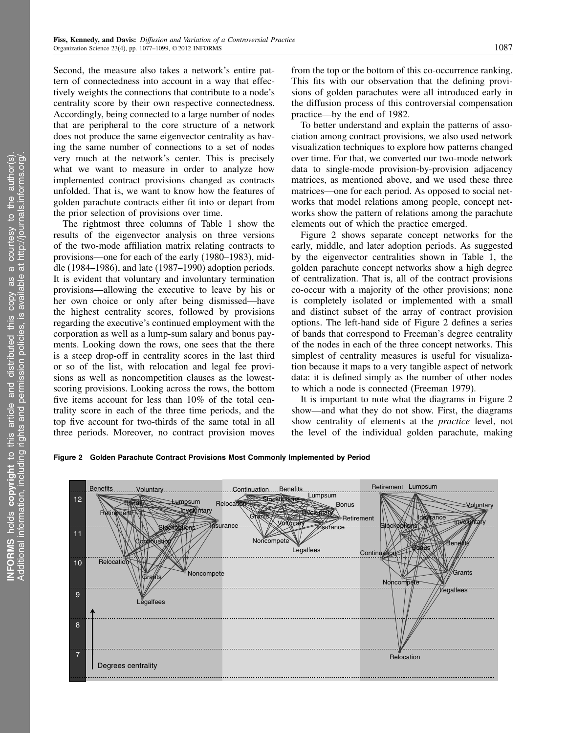Second, the measure also takes a network's entire pattern of connectedness into account in a way that effectively weights the connections that contribute to a node's centrality score by their own respective connectedness. Accordingly, being connected to a large number of nodes that are peripheral to the core structure of a network does not produce the same eigenvector centrality as having the same number of connections to a set of nodes very much at the network's center. This is precisely what we want to measure in order to analyze how implemented contract provisions changed as contracts unfolded. That is, we want to know how the features of golden parachute contracts either fit into or depart from the prior selection of provisions over time.

The rightmost three columns of Table 1 show the results of the eigenvector analysis on three versions of the two-mode affiliation matrix relating contracts to provisions—one for each of the early (1980–1983), middle (1984–1986), and late (1987–1990) adoption periods. It is evident that voluntary and involuntary termination provisions—allowing the executive to leave by his or her own choice or only after being dismissed—have the highest centrality scores, followed by provisions regarding the executive's continued employment with the corporation as well as a lump-sum salary and bonus payments. Looking down the rows, one sees that the there is a steep drop-off in centrality scores in the last third or so of the list, with relocation and legal fee provisions as well as noncompetition clauses as the lowest-scoring provisions. Looking across the rows, the bottom five items account for less than 10% of the total centrality score in each of the three time periods, and the top five account for two-thirds of the same total in all three periods. Moreover, no contract provision moves from the top or the bottom of this co-occurrence ranking. This fits with our observation that the defining provisions of golden parachutes were all introduced early in the diffusion process of this controversial compensation practice—by the end of 1982.

To better understand and explain the patterns of association among contract provisions, we also used network visualization techniques to explore how patterns changed over time. For that, we converted our two-mode network data to single-mode provision-by-provision adjacency matrices, as mentioned above, and we used these three matrices—one for each period. As opposed to social networks that model relations among people, concept networks show the pattern of relations among the parachute elements out of which the practice emerged.

Figure 2 shows separate concept networks for the early, middle, and later adoption periods. As suggested by the eigenvector centralities shown in Table 1, the golden parachute concept networks show a high degree of centralization. That is, all of the contract provisions co-occur with a majority of the other provisions; none is completely isolated or implemented with a small and distinct subset of the array of contract provision options. The left-hand side of Figure 2 defines a series of bands that correspond to Freeman's degree centrality of the nodes in each of the three concept networks. This simplest of centrality measures is useful for visualization because it maps to a very tangible aspect of network data: it is defined simply as the number of other nodes to which a node is connected (Freeman 1979).

It is important to note what the diagrams in Figure 2 show—and what they do not show. First, the diagrams show centrality of elements at the *practice* level, not the level of the individual golden parachute, making

**Figure 2 Golden Parachute Contract Provisions Most Commonly Implemented by Period**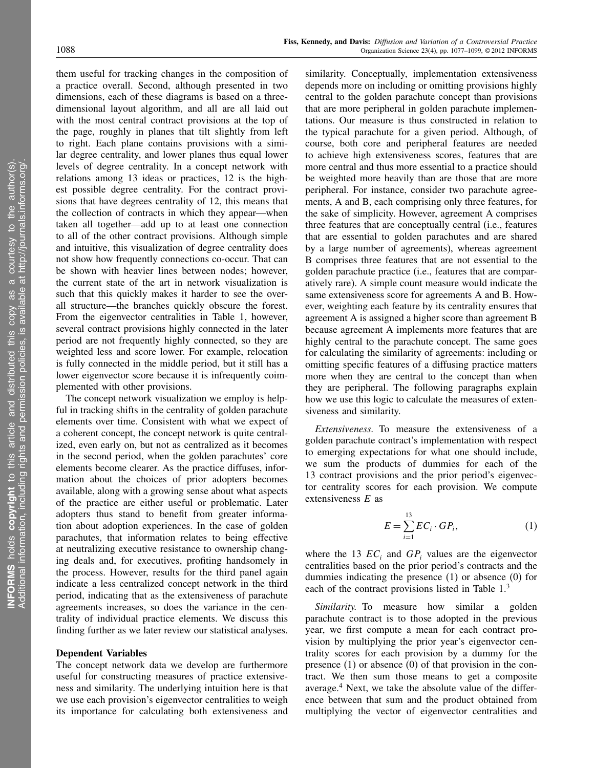them useful for tracking changes in the composition of a practice overall. Second, although presented in two dimensions, each of these diagrams is based on a three-dimensional layout algorithm, and all are all laid out with the most central contract provisions at the top of the page, roughly in planes that tilt slightly from left to right. Each plane contains provisions with a similar degree centrality, and lower planes thus equal lower levels of degree centrality. In a concept network with relations among 13 ideas or practices, 12 is the highest possible degree centrality. For the contract provisions that have degrees centrality of 12, this means that the collection of contracts in which they appear—when taken all together—add up to at least one connection to all of the other contract provisions. Although simple and intuitive, this visualization of degree centrality does not show how frequently connections co-occur. That can be shown with heavier lines between nodes; however, the current state of the art in network visualization is such that this quickly makes it harder to see the overall structure—the branches quickly obscure the forest. From the eigenvector centralities in Table 1, however, several contract provisions highly connected in the later period are not frequently highly connected, so they are weighted less and score lower. For example, relocation is fully connected in the middle period, but it still has a lower eigenvector score because it is infrequently coimplemented with other provisions.

The concept network visualization we employ is helpful in tracking shifts in the centrality of golden parachute elements over time. Consistent with what we expect of a coherent concept, the concept network is quite centralized, even early on, but not as centralized as it becomes in the second period, when the golden parachutes' core elements become clearer. As the practice diffuses, information about the choices of prior adopters becomes available, along with a growing sense about what aspects of the practice are either useful or problematic. Later adopters thus stand to benefit from greater information about adoption experiences. In the case of golden parachutes, that information relates to being effective at neutralizing executive resistance to ownership changing deals and, for executives, profiting handsomely in the process. However, results for the third panel again indicate a less centralized concept network in the third period, indicating that as the extensiveness of parachute agreements increases, so does the variance in the centrality of individual practice elements. We discuss this finding further as we later review our statistical analyses.

### Dependent Variables

The concept network data we develop are furthermore useful for constructing measures of practice extensiveness and similarity. The underlying intuition here is that we use each provision's eigenvector centralities to weigh its importance for calculating both extensiveness and similarity. Conceptually, implementation extensiveness depends more on including or omitting provisions highly central to the golden parachute concept than provisions that are more peripheral in golden parachute implementations. Our measure is thus constructed in relation to the typical parachute for a given period. Although, of course, both core and peripheral features are needed to achieve high extensiveness scores, features that are more central and thus more essential to a practice should be weighted more heavily than are those that are more peripheral. For instance, consider two parachute agreements, A and B, each comprising only three features, for the sake of simplicity. However, agreement A comprises three features that are conceptually central (i.e., features that are essential to golden parachutes and are shared by a large number of agreements), whereas agreement B comprises three features that are not essential to the golden parachute practice (i.e., features that are comparatively rare). A simple count measure would indicate the same extensiveness score for agreements A and B. However, weighting each feature by its centrality ensures that agreement A is assigned a higher score than agreement B because agreement A implements more features that are highly central to the parachute concept. The same goes for calculating the similarity of agreements: including or omitting specific features of a diffusing practice matters more when they are central to the concept than when they are peripheral. The following paragraphs explain how we use this logic to calculate the measures of extensiveness and similarity.

*Extensiveness.* To measure the extensiveness of a golden parachute contract's implementation with respect to emerging expectations for what one should include, we sum the products of dummies for each of the 13 contract provisions and the prior period's eigenvector centrality scores for each provision. We compute extensiveness $E$ as

$$E = \sum_{i=1}^{13} EC_i \cdot GP_i, \tag{1}$$

where the 13 $EC_i$ and $GP_i$ values are the eigenvector centralities based on the prior period's contracts and the dummies indicating the presence (1) or absence (0) for each of the contract provisions listed in Table 1.[3]

*Similarity.* To measure how similar a golden parachute contract is to those adopted in the previous year, we first compute a mean for each contract provision by multiplying the prior year's eigenvector centrality scores for each provision by a dummy for the presence (1) or absence (0) of that provision in the contract. We then sum those means to get a composite average.[4] Next, we take the absolute value of the difference between that sum and the product obtained from multiplying the vector of eigenvector centralities and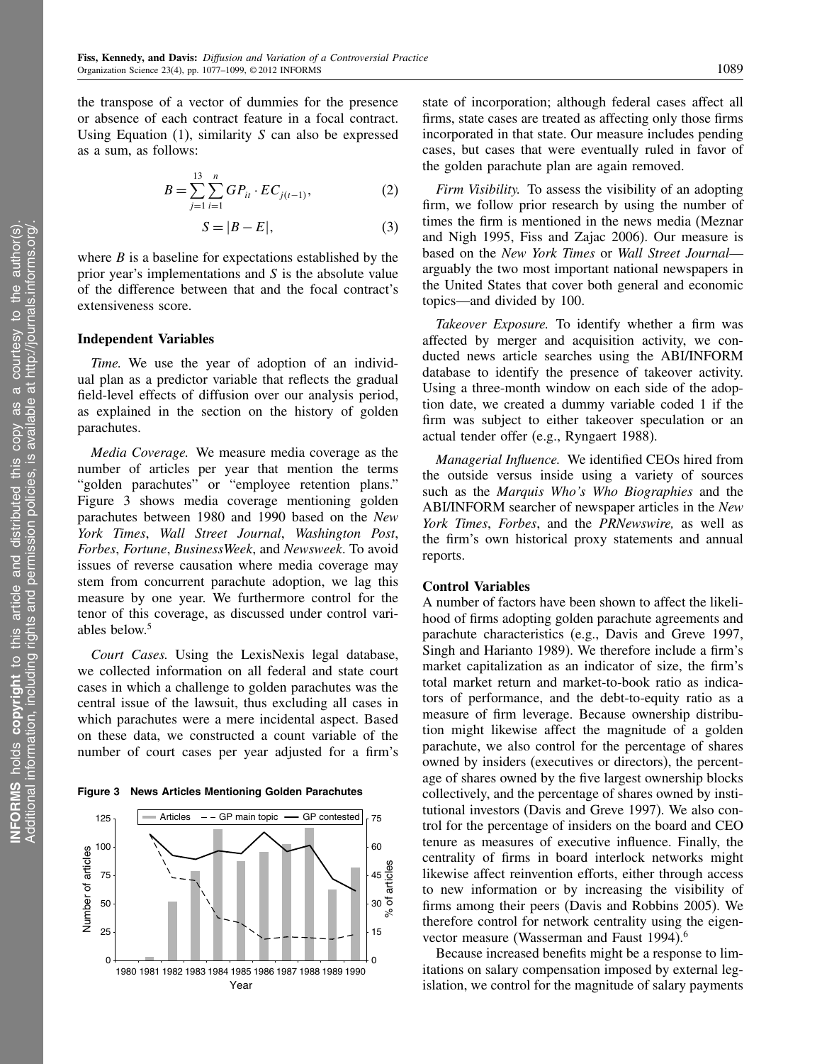the transpose of a vector of dummies for the presence or absence of each contract feature in a focal contract. Using Equation (1), similarity $S$ can also be expressed as a sum, as follows:

$$B = \sum_{j=1}^{13} \sum_{i=1}^{n} GP_{it} \cdot EC_{j(t-1)}, \tag{2}$$

$$S = |B - E|, \tag{3}$$

where $B$ is a baseline for expectations established by the prior year's implementations and $S$ is the absolute value of the difference between that and the focal contract's extensiveness score.

### Independent Variables

*Time.* We use the year of adoption of an individual plan as a predictor variable that reflects the gradual field-level effects of diffusion over our analysis period, as explained in the section on the history of golden parachutes.

*Media Coverage.* We measure media coverage as the number of articles per year that mention the terms "golden parachutes" or "employee retention plans." Figure 3 shows media coverage mentioning golden parachutes between 1980 and 1990 based on the *New York Times*, *Wall Street Journal*, *Washington Post*, *Forbes*, *Fortune*, *BusinessWeek*, and *Newsweek*. To avoid issues of reverse causation where media coverage may stem from concurrent parachute adoption, we lag this measure by one year. We furthermore control for the tenor of this coverage, as discussed under control variables below.[5]

*Court Cases.* Using the LexisNexis legal database, we collected information on all federal and state court cases in which a challenge to golden parachutes was the central issue of the lawsuit, thus excluding all cases in which parachutes were a mere incidental aspect. Based on these data, we constructed a count variable of the number of court cases per year adjusted for a firm's state of incorporation; although federal cases affect all firms, state cases are treated as affecting only those firms incorporated in that state. Our measure includes pending cases, but cases that were eventually ruled in favor of the golden parachute plan are again removed.

**Figure 3 News Articles Mentioning Golden Parachutes**

*Firm Visibility.* To assess the visibility of an adopting firm, we follow prior research by using the number of times the firm is mentioned in the news media (Meznar and Nigh 1995, Fiss and Zajac 2006). Our measure is based on the *New York Times* or *Wall Street Journal*—arguably the two most important national newspapers in the United States that cover both general and economic topics—and divided by 100.

*Takeover Exposure.* To identify whether a firm was affected by merger and acquisition activity, we conducted news article searches using the ABI/INFORM database to identify the presence of takeover activity. Using a three-month window on each side of the adoption date, we created a dummy variable coded 1 if the firm was subject to either takeover speculation or an actual tender offer (e.g., Ryngaert 1988).

*Managerial Influence.* We identified CEOs hired from the outside versus inside using a variety of sources such as the *Marquis Who's Who Biographies* and the ABI/INFORM searcher of newspaper articles in the *New York Times*, *Forbes*, and the *PRNewswire,* as well as the firm's own historical proxy statements and annual reports.

### Control Variables

A number of factors have been shown to affect the likelihood of firms adopting golden parachute agreements and parachute characteristics (e.g., Davis and Greve 1997, Singh and Harianto 1989). We therefore include a firm's market capitalization as an indicator of size, the firm's total market return and market-to-book ratio as indicators of performance, and the debt-to-equity ratio as a measure of firm leverage. Because ownership distribution might likewise affect the magnitude of a golden parachute, we also control for the percentage of shares owned by insiders (executives or directors), the percentage of shares owned by the five largest ownership blocks collectively, and the percentage of shares owned by institutional investors (Davis and Greve 1997). We also control for the percentage of insiders on the board and CEO tenure as measures of executive influence. Finally, the centrality of firms in board interlock networks might likewise affect reinvention efforts, either through access to new information or by increasing the visibility of firms among their peers (Davis and Robbins 2005). We therefore control for network centrality using the eigenvector measure (Wasserman and Faust 1994).[6]

Because increased benefits might be a response to limitations on salary compensation imposed by external legislation, we control for the magnitude of salary payments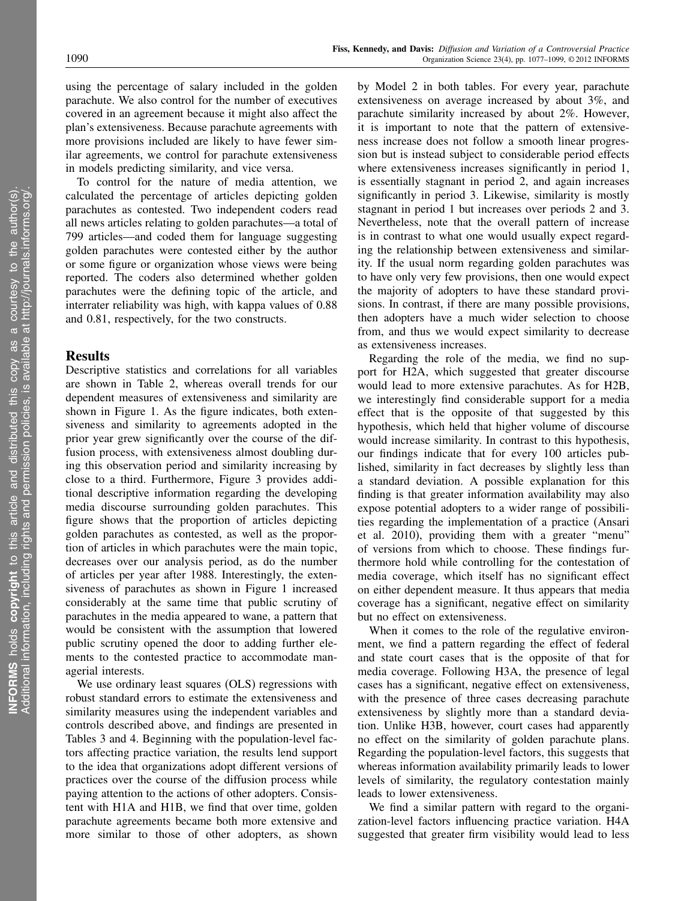using the percentage of salary included in the golden parachute. We also control for the number of executives covered in an agreement because it might also affect the plan's extensiveness. Because parachute agreements with more provisions included are likely to have fewer similar agreements, we control for parachute extensiveness in models predicting similarity, and vice versa.

To control for the nature of media attention, we calculated the percentage of articles depicting golden parachutes as contested. Two independent coders read all news articles relating to golden parachutes—a total of 799 articles—and coded them for language suggesting golden parachutes were contested either by the author or some figure or organization whose views were being reported. The coders also determined whether golden parachutes were the defining topic of the article, and interrater reliability was high, with kappa values of 0.88 and 0.81, respectively, for the two constructs.

## Results

Descriptive statistics and correlations for all variables are shown in Table 2, whereas overall trends for our dependent measures of extensiveness and similarity are shown in Figure 1. As the figure indicates, both extensiveness and similarity to agreements adopted in the prior year grew significantly over the course of the diffusion process, with extensiveness almost doubling during this observation period and similarity increasing by close to a third. Furthermore, Figure 3 provides additional descriptive information regarding the developing media discourse surrounding golden parachutes. This figure shows that the proportion of articles depicting golden parachutes as contested, as well as the proportion of articles in which parachutes were the main topic, decreases over our analysis period, as do the number of articles per year after 1988. Interestingly, the extensiveness of parachutes as shown in Figure 1 increased considerably at the same time that public scrutiny of parachutes in the media appeared to wane, a pattern that would be consistent with the assumption that lowered public scrutiny opened the door to adding further elements to the contested practice to accommodate managerial interests.

We use ordinary least squares (OLS) regressions with robust standard errors to estimate the extensiveness and similarity measures using the independent variables and controls described above, and findings are presented in Tables 3 and 4. Beginning with the population-level factors affecting practice variation, the results lend support to the idea that organizations adopt different versions of practices over the course of the diffusion process while paying attention to the actions of other adopters. Consistent with H1A and H1B, we find that over time, golden parachute agreements became both more extensive and more similar to those of other adopters, as shown by Model 2 in both tables. For every year, parachute extensiveness on average increased by about 3%, and parachute similarity increased by about 2%. However, it is important to note that the pattern of extensiveness increase does not follow a smooth linear progression but is instead subject to considerable period effects where extensiveness increases significantly in period 1, is essentially stagnant in period 2, and again increases significantly in period 3. Likewise, similarity is mostly stagnant in period 1 but increases over periods 2 and 3. Nevertheless, note that the overall pattern of increase is in contrast to what one would usually expect regarding the relationship between extensiveness and similarity. If the usual norm regarding golden parachutes was to have only very few provisions, then one would expect the majority of adopters to have these standard provisions. In contrast, if there are many possible provisions, then adopters have a much wider selection to choose from, and thus we would expect similarity to decrease as extensiveness increases.

Regarding the role of the media, we find no support for H2A, which suggested that greater discourse would lead to more extensive parachutes. As for H2B, we interestingly find considerable support for a media effect that is the opposite of that suggested by this hypothesis, which held that higher volume of discourse would increase similarity. In contrast to this hypothesis, our findings indicate that for every 100 articles published, similarity in fact decreases by slightly less than a standard deviation. A possible explanation for this finding is that greater information availability may also expose potential adopters to a wider range of possibilities regarding the implementation of a practice (Ansari et al. 2010), providing them with a greater "menu" of versions from which to choose. These findings furthermore hold while controlling for the contestation of media coverage, which itself has no significant effect on either dependent measure. It thus appears that media coverage has a significant, negative effect on similarity but no effect on extensiveness.

When it comes to the role of the regulative environment, we find a pattern regarding the effect of federal and state court cases that is the opposite of that for media coverage. Following H3A, the presence of legal cases has a significant, negative effect on extensiveness, with the presence of three cases decreasing parachute extensiveness by slightly more than a standard deviation. Unlike H3B, however, court cases had apparently no effect on the similarity of golden parachute plans. Regarding the population-level factors, this suggests that whereas information availability primarily leads to lower levels of similarity, the regulatory contestation mainly leads to lower extensiveness.

We find a similar pattern with regard to the organization-level factors influencing practice variation. H4A suggested that greater firm visibility would lead to less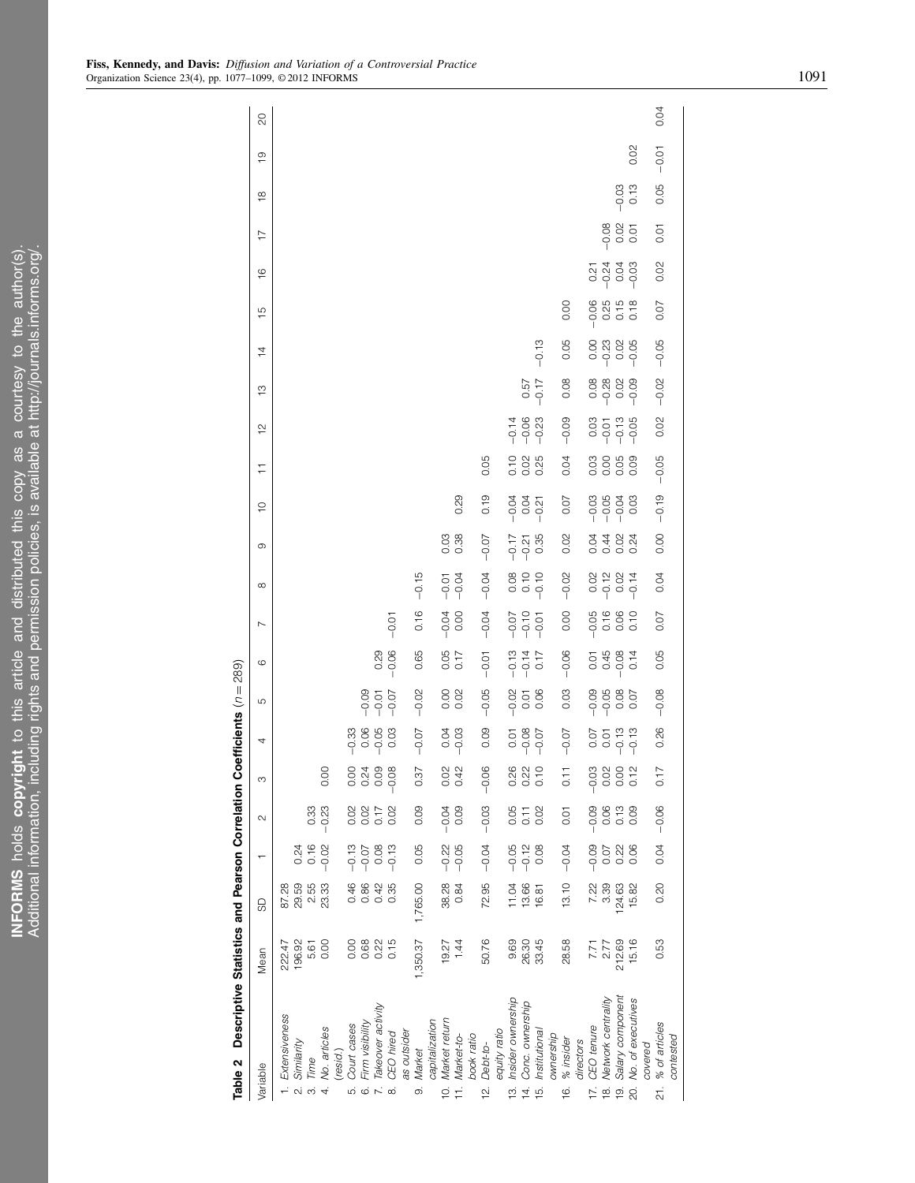**Table 2 Descriptive Statistics and Pearson Correlation Coefficients (*n* = 289)**

| Variable | Mean | SD | 1 | 2 | 3 | 4 | 5 | 6 | 7 | 8 | 9 | 10 | 11 | 12 | 13 | 14 | 15 | 16 | 17 | 18 | 19 | 20 |
|---|---|---|---|---|---|---|---|---|---|---|---|---|---|---|---|---|---|---|---|---|---|---|
| 1. *Extensiveness* | 222.47 | 87.28 | | | | | | | | | | | | | | | | | | | | |
| 2. *Similarity* | 196.92 | 29.59 | 0.24 | | | | | | | | | | | | | | | | | | | |
| 3. *Time* | 5.61 | 2.55 | 0.16 | 0.33 | | | | | | | | | | | | | | | | | | |
| 4. *No. articles (resid.)* | 0.00 | 23.33 | −0.02 | −0.23 | 0.00 | | | | | | | | | | | | | | | | | |
| 5. *Court cases* | 0.00 | 0.46 | −0.13 | 0.02 | 0.00 | −0.33 | | | | | | | | | | | | | | | | |
| 6. *Firm visibility* | 0.68 | 0.86 | −0.07 | 0.02 | 0.24 | 0.06 | −0.09 | | | | | | | | | | | | | | | |
| 7. *Takeover activity* | 0.22 | 0.42 | 0.08 | 0.17 | 0.09 | −0.05 | −0.01 | 0.29 | | | | | | | | | | | | | | |
| 8. *CEO hired as outsider* | 0.15 | 0.35 | −0.13 | 0.02 | −0.08 | 0.03 | −0.07 | −0.06 | −0.01 | | | | | | | | | | | | | |
| 9. *Market capitalization* | 1,350.37 | 1,765.00 | 0.05 | 0.09 | 0.37 | −0.07 | −0.02 | 0.65 | 0.16 | −0.15 | | | | | | | | | | | | |
| 10. *Market return* | 19.27 | 38.28 | −0.22 | −0.04 | 0.02 | 0.04 | 0.00 | 0.05 | −0.04 | −0.01 | 0.03 | | | | | | | | | | | |
| 11. *Market-to-book ratio* | 1.44 | 0.84 | −0.05 | 0.09 | 0.42 | −0.03 | 0.02 | 0.17 | 0.00 | −0.04 | 0.38 | 0.29 | | | | | | | | | | |
| 12. *Debt-to-equity ratio* | 50.76 | 72.95 | −0.04 | −0.03 | −0.06 | 0.09 | −0.05 | −0.01 | −0.04 | −0.04 | −0.07 | 0.19 | 0.05 | | | | | | | | | |
| 13. *Insider ownership* | 9.69 | 11.04 | −0.05 | 0.05 | 0.26 | 0.01 | −0.02 | −0.13 | −0.07 | 0.08 | −0.17 | −0.04 | 0.10 | −0.14 | | | | | | | | |
| 14. *Conc. ownership* | 26.30 | 13.66 | −0.12 | 0.11 | 0.22 | −0.08 | 0.01 | −0.14 | −0.10 | 0.10 | −0.21 | 0.04 | 0.02 | −0.06 | 0.57 | | | | | | | |
| 15. *Institutional ownership* | 33.45 | 16.81 | 0.08 | 0.02 | 0.10 | −0.07 | 0.06 | 0.17 | −0.01 | −0.10 | 0.35 | −0.21 | 0.25 | −0.23 | −0.17 | −0.13 | | | | | | |
| 16. *% insider directors* | 28.58 | 13.10 | −0.04 | 0.01 | 0.11 | −0.07 | 0.03 | −0.06 | 0.00 | −0.02 | 0.02 | 0.07 | 0.04 | −0.09 | 0.08 | 0.05 | 0.00 | | | | | |
| 17. *CEO tenure* | 7.71 | 7.22 | −0.09 | −0.09 | −0.03 | 0.07 | −0.09 | 0.01 | −0.05 | 0.02 | 0.04 | −0.03 | 0.03 | 0.03 | 0.08 | 0.00 | −0.06 | 0.21 | | | | |
| 18. *Network centrality* | 2.77 | 3.39 | 0.07 | 0.06 | 0.02 | 0.01 | −0.05 | 0.45 | 0.16 | −0.12 | 0.44 | −0.05 | 0.00 | −0.01 | −0.28 | −0.23 | 0.25 | −0.24 | −0.08 | | | |
| 19. *Salary component* | 212.69 | 124.63 | 0.22 | 0.13 | 0.00 | −0.13 | 0.08 | −0.08 | 0.06 | 0.02 | 0.02 | −0.04 | 0.05 | −0.13 | 0.02 | 0.02 | 0.15 | 0.04 | 0.02 | −0.03 | | |
| 20. *No. of executives covered* | 15.16 | 15.82 | 0.06 | 0.09 | 0.12 | −0.13 | 0.07 | 0.14 | 0.10 | −0.14 | 0.24 | 0.03 | 0.09 | −0.05 | −0.09 | −0.05 | 0.18 | −0.03 | 0.01 | 0.13 | 0.02 | |
| 21. *% of articles contested* | 0.53 | 0.20 | 0.04 | −0.06 | 0.17 | 0.26 | −0.08 | 0.05 | 0.07 | 0.04 | 0.00 | −0.19 | −0.05 | 0.02 | −0.02 | −0.05 | 0.07 | 0.02 | 0.01 | 0.05 | −0.01 | 0.04 |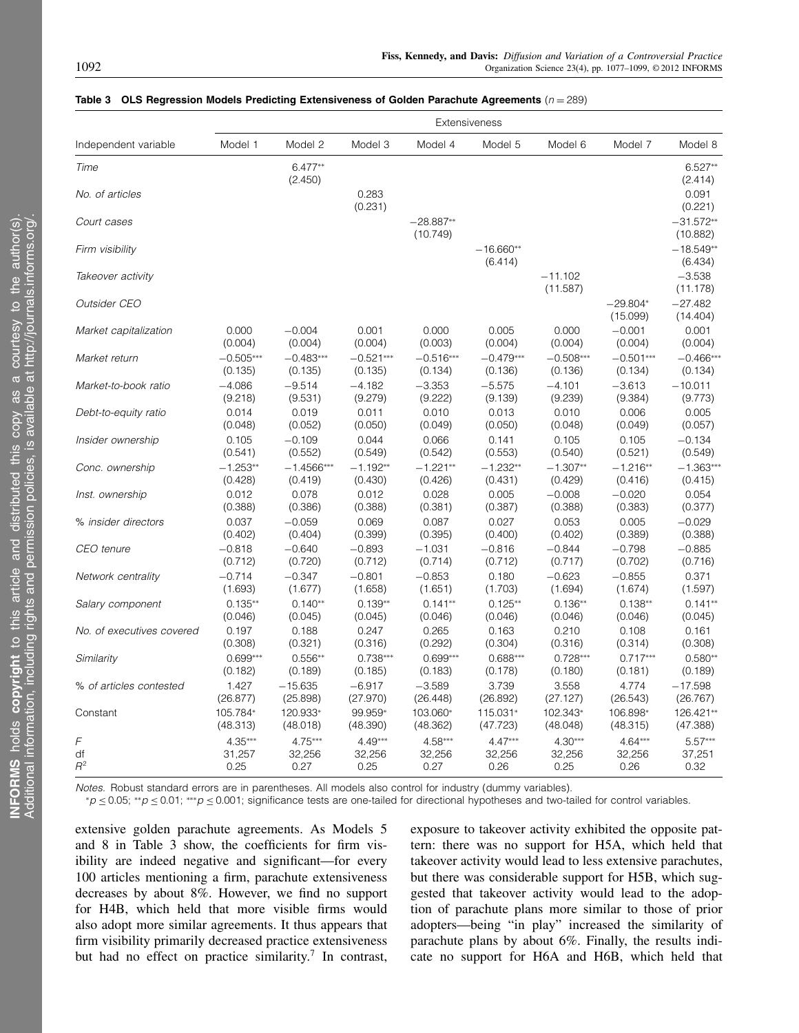**Table 3 OLS Regression Models Predicting Extensiveness of Golden Parachute Agreements** ($n = 289$)

| Independent variable | Extensiveness | | | | | | | |
|---|---|---|---|---|---|---|---|---|
| | Model 1 | Model 2 | Model 3 | Model 4 | Model 5 | Model 6 | Model 7 | Model 8 |
| *Time* | | 6.477** (2.450) | | | | | | 6.527** (2.414) |
| *No. of articles* | | | 0.283 (0.231) | | | | | 0.091 (0.221) |
| *Court cases* | | | | −28.887** (10.749) | | | | −31.572** (10.882) |
| *Firm visibility* | | | | | −16.660** (6.414) | | | −18.549** (6.434) |
| *Takeover activity* | | | | | | −11.102 (11.587) | | −3.538 (11.178) |
| *Outsider CEO* | | | | | | | −29.804* (15.099) | −27.482 (14.404) |
| *Market capitalization* | 0.000 (0.004) | −0.004 (0.004) | 0.001 (0.004) | 0.000 (0.003) | 0.005 (0.004) | 0.000 (0.004) | −0.001 (0.004) | 0.001 (0.004) |
| *Market return* | −0.505*** (0.135) | −0.483*** (0.135) | −0.521*** (0.135) | −0.516*** (0.134) | −0.479*** (0.136) | −0.508*** (0.136) | −0.501*** (0.134) | −0.466*** (0.134) |
| *Market-to-book ratio* | −4.086 (9.218) | −9.514 (9.531) | −4.182 (9.279) | −3.353 (9.222) | −5.575 (9.139) | −4.101 (9.239) | −3.613 (9.384) | −10.011 (9.773) |
| *Debt-to-equity ratio* | 0.014 (0.048) | 0.019 (0.052) | 0.011 (0.050) | 0.010 (0.049) | 0.013 (0.050) | 0.010 (0.048) | 0.006 (0.049) | 0.005 (0.057) |
| *Insider ownership* | 0.105 (0.541) | −0.109 (0.552) | 0.044 (0.549) | 0.066 (0.542) | 0.141 (0.553) | 0.105 (0.540) | 0.105 (0.521) | −0.134 (0.549) |
| *Conc. ownership* | −1.253** (0.428) | −1.4566*** (0.419) | −1.192** (0.430) | −1.221** (0.426) | −1.232** (0.431) | −1.307** (0.429) | −1.216** (0.416) | −1.363*** (0.415) |
| *Inst. ownership* | 0.012 (0.388) | 0.078 (0.386) | 0.012 (0.388) | 0.028 (0.381) | 0.005 (0.387) | −0.008 (0.388) | −0.020 (0.383) | 0.054 (0.377) |
| *% insider directors* | 0.037 (0.402) | −0.059 (0.404) | 0.069 (0.399) | 0.087 (0.395) | 0.027 (0.400) | 0.053 (0.402) | 0.005 (0.389) | −0.029 (0.388) |
| *CEO tenure* | −0.818 (0.712) | −0.640 (0.720) | −0.893 (0.712) | −1.031 (0.714) | −0.816 (0.712) | −0.844 (0.717) | −0.798 (0.702) | −0.885 (0.716) |
| *Network centrality* | −0.714 (1.693) | −0.347 (1.677) | −0.801 (1.658) | −0.853 (1.651) | 0.180 (1.703) | −0.623 (1.694) | −0.855 (1.674) | 0.371 (1.597) |
| *Salary component* | 0.135** (0.046) | 0.140** (0.045) | 0.139** (0.045) | 0.141** (0.046) | 0.125** (0.046) | 0.136** (0.046) | 0.138** (0.046) | 0.141** (0.045) |
| *No. of executives covered* | 0.197 (0.308) | 0.188 (0.321) | 0.247 (0.316) | 0.265 (0.292) | 0.163 (0.304) | 0.210 (0.316) | 0.108 (0.314) | 0.161 (0.308) |
| *Similarity* | 0.699*** (0.182) | 0.556** (0.189) | 0.738*** (0.185) | 0.699*** (0.183) | 0.688*** (0.178) | 0.728*** (0.180) | 0.717*** (0.181) | 0.580** (0.189) |
| *% of articles contested* | 1.427 (26.877) | −15.635 (25.898) | −6.917 (27.970) | −3.589 (26.448) | 3.739 (26.892) | 3.558 (27.127) | 4.774 (26.543) | −17.598 (26.767) |
| Constant | 105.784* (48.313) | 120.933* (48.018) | 99.959* (48.390) | 103.060* (48.362) | 115.031* (47.723) | 102.343* (48.048) | 106.898* (48.315) | 126.421** (47.388) |
| $F$ | 4.35*** | 4.75*** | 4.49*** | 4.58*** | 4.47*** | 4.30*** | 4.64*** | 5.57*** |
| df | 31,257 | 32,256 | 32,256 | 32,256 | 32,256 | 32,256 | 32,256 | 37,251 |
| $R^2$ | 0.25 | 0.27 | 0.25 | 0.27 | 0.26 | 0.25 | 0.26 | 0.32 |

*Notes.* Robust standard errors are in parentheses. All models also control for industry (dummy variables).

*$p \le 0.05$; **$p \le 0.01$; ***$p \le 0.001$; significance tests are one-tailed for directional hypotheses and two-tailed for control variables.

extensive golden parachute agreements. As Models 5 and 8 in Table 3 show, the coefficients for firm visibility are indeed negative and significant—for every 100 articles mentioning a firm, parachute extensiveness decreases by about 8%. However, we find no support for H4B, which held that more visible firms would also adopt more similar agreements. It thus appears that firm visibility primarily decreased practice extensiveness but had no effect on practice similarity.[7] In contrast, exposure to takeover activity exhibited the opposite pattern: there was no support for H5A, which held that takeover activity would lead to less extensive parachutes, but there was considerable support for H5B, which suggested that takeover activity would lead to the adoption of parachute plans more similar to those of prior adopters—being "in play" increased the similarity of parachute plans by about 6%. Finally, the results indicate no support for H6A and H6B, which held that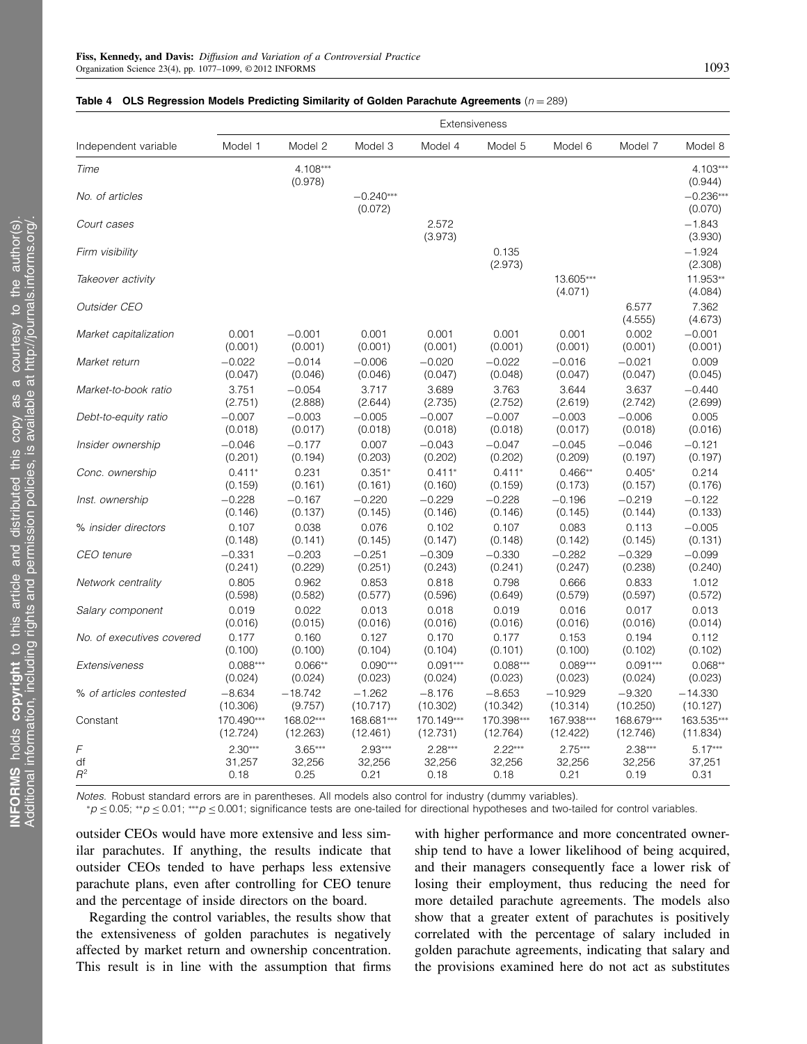**Table 4 OLS Regression Models Predicting Similarity of Golden Parachute Agreements ($n = 289$)**

| Independent variable | Extensiveness | | | | | | | |
|---|---|---|---|---|---|---|---|---|
| | Model 1 | Model 2 | Model 3 | Model 4 | Model 5 | Model 6 | Model 7 | Model 8 |
| *Time* | | 4.108*** (0.978) | | | | | | 4.103*** (0.944) |
| *No. of articles* | | | −0.240*** (0.072) | | | | | −0.236*** (0.070) |
| *Court cases* | | | | 2.572 (3.973) | | | | −1.843 (3.930) |
| *Firm visibility* | | | | | 0.135 (2.973) | | | −1.924 (2.308) |
| *Takeover activity* | | | | | | 13.605*** (4.071) | | 11.953** (4.084) |
| *Outsider CEO* | | | | | | | 6.577 (4.555) | 7.362 (4.673) |
| *Market capitalization* | 0.001 (0.001) | −0.001 (0.001) | 0.001 (0.001) | 0.001 (0.001) | 0.001 (0.001) | 0.001 (0.001) | 0.002 (0.001) | −0.001 (0.001) |
| *Market return* | −0.022 (0.047) | −0.014 (0.046) | −0.006 (0.046) | −0.020 (0.047) | −0.022 (0.048) | −0.016 (0.047) | −0.021 (0.047) | 0.009 (0.045) |
| *Market-to-book ratio* | 3.751 (2.751) | −0.054 (2.888) | 3.717 (2.644) | 3.689 (2.735) | 3.763 (2.752) | 3.644 (2.619) | 3.637 (2.742) | −0.440 (2.699) |
| *Debt-to-equity ratio* | −0.007 (0.018) | −0.003 (0.017) | −0.005 (0.018) | −0.007 (0.018) | −0.007 (0.018) | −0.003 (0.017) | −0.006 (0.018) | 0.005 (0.016) |
| *Insider ownership* | −0.046 (0.201) | −0.177 (0.194) | 0.007 (0.203) | −0.043 (0.202) | −0.047 (0.202) | −0.045 (0.209) | −0.046 (0.197) | −0.121 (0.197) |
| *Conc. ownership* | 0.411* (0.159) | 0.231 (0.161) | 0.351* (0.161) | 0.411* (0.160) | 0.411* (0.159) | 0.466** (0.173) | 0.405* (0.157) | 0.214 (0.176) |
| *Inst. ownership* | −0.228 (0.146) | −0.167 (0.137) | −0.220 (0.145) | −0.229 (0.146) | −0.228 (0.146) | −0.196 (0.145) | −0.219 (0.144) | −0.122 (0.133) |
| *% insider directors* | 0.107 (0.148) | 0.038 (0.141) | 0.076 (0.145) | 0.102 (0.147) | 0.107 (0.148) | 0.083 (0.142) | 0.113 (0.145) | −0.005 (0.131) |
| *CEO tenure* | −0.331 (0.241) | −0.203 (0.229) | −0.251 (0.251) | −0.309 (0.243) | −0.330 (0.241) | −0.282 (0.247) | −0.329 (0.238) | −0.099 (0.240) |
| *Network centrality* | 0.805 (0.598) | 0.962 (0.582) | 0.853 (0.577) | 0.818 (0.596) | 0.798 (0.649) | 0.666 (0.579) | 0.833 (0.597) | 1.012 (0.572) |
| *Salary component* | 0.019 (0.016) | 0.022 (0.015) | 0.013 (0.016) | 0.018 (0.016) | 0.019 (0.016) | 0.016 (0.016) | 0.017 (0.016) | 0.013 (0.014) |
| *No. of executives covered* | 0.177 (0.100) | 0.160 (0.100) | 0.127 (0.104) | 0.170 (0.104) | 0.177 (0.101) | 0.153 (0.100) | 0.194 (0.102) | 0.112 (0.102) |
| *Extensiveness* | 0.088*** (0.024) | 0.066** (0.024) | 0.090*** (0.023) | 0.091*** (0.024) | 0.088*** (0.023) | 0.089*** (0.023) | 0.091*** (0.024) | 0.068** (0.023) |
| *% of articles contested* | −8.634 (10.306) | −18.742 (9.757) | −1.262 (10.717) | −8.176 (10.302) | −8.653 (10.342) | −10.929 (10.314) | −9.320 (10.250) | −14.330 (10.127) |
| Constant | 170.490*** (12.724) | 168.02*** (12.263) | 168.681*** (12.461) | 170.149*** (12.731) | 170.398*** (12.764) | 167.938*** (12.422) | 168.679*** (12.746) | 163.535*** (11.834) |
| *F* | 2.30*** | 3.65*** | 2.93*** | 2.28*** | 2.22*** | 2.75*** | 2.38*** | 5.17*** |
| df | 31,257 | 32,256 | 32,256 | 32,256 | 32,256 | 32,256 | 32,256 | 37,251 |
| $R^2$ | 0.18 | 0.25 | 0.21 | 0.18 | 0.18 | 0.21 | 0.19 | 0.31 |

*Notes.* Robust standard errors are in parentheses. All models also control for industry (dummy variables).

*$p \le 0.05$; **$p \le 0.01$; ***$p \le 0.001$; significance tests are one-tailed for directional hypotheses and two-tailed for control variables.

outsider CEOs would have more extensive and less similar parachutes. If anything, the results indicate that outsider CEOs tended to have perhaps less extensive parachute plans, even after controlling for CEO tenure and the percentage of inside directors on the board.

Regarding the control variables, the results show that the extensiveness of golden parachutes is negatively affected by market return and ownership concentration. This result is in line with the assumption that firms with higher performance and more concentrated ownership tend to have a lower likelihood of being acquired, and their managers consequently face a lower risk of losing their employment, thus reducing the need for more detailed parachute agreements. The models also show that a greater extent of parachutes is positively correlated with the percentage of salary included in golden parachute agreements, indicating that salary and the provisions examined here do not act as substitutes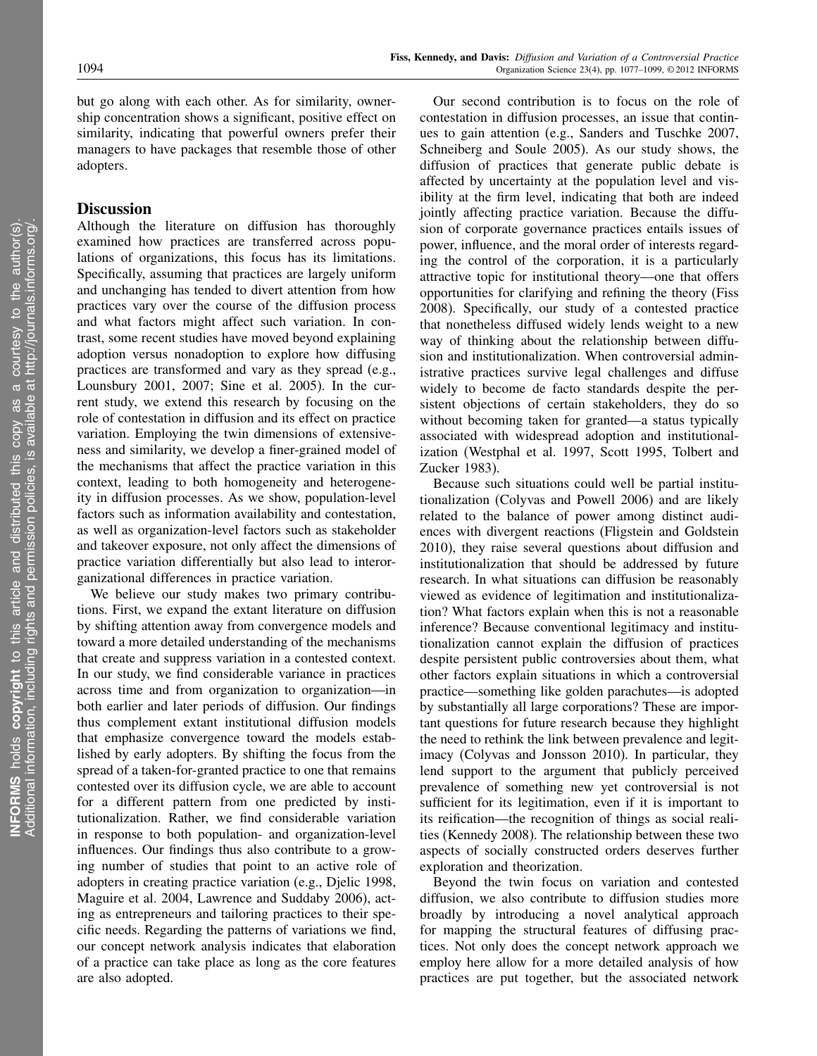but go along with each other. As for similarity, ownership concentration shows a significant, positive effect on similarity, indicating that powerful owners prefer their managers to have packages that resemble those of other adopters.

## Discussion

Although the literature on diffusion has thoroughly examined how practices are transferred across populations of organizations, this focus has its limitations. Specifically, assuming that practices are largely uniform and unchanging has tended to divert attention from how practices vary over the course of the diffusion process and what factors might affect such variation. In contrast, some recent studies have moved beyond explaining adoption versus nonadoption to explore how diffusing practices are transformed and vary as they spread (e.g., Lounsbury 2001, 2007; Sine et al. 2005). In the current study, we extend this research by focusing on the role of contestation in diffusion and its effect on practice variation. Employing the twin dimensions of extensiveness and similarity, we develop a finer-grained model of the mechanisms that affect the practice variation in this context, leading to both homogeneity and heterogeneity in diffusion processes. As we show, population-level factors such as information availability and contestation, as well as organization-level factors such as stakeholder and takeover exposure, not only affect the dimensions of practice variation differentially but also lead to interorganizational differences in practice variation.

We believe our study makes two primary contributions. First, we expand the extant literature on diffusion by shifting attention away from convergence models and toward a more detailed understanding of the mechanisms that create and suppress variation in a contested context. In our study, we find considerable variance in practices across time and from organization to organization—in both earlier and later periods of diffusion. Our findings thus complement extant institutional diffusion models that emphasize convergence toward the models established by early adopters. By shifting the focus from the spread of a taken-for-granted practice to one that remains contested over its diffusion cycle, we are able to account for a different pattern from one predicted by institutionalization. Rather, we find considerable variation in response to both population- and organization-level influences. Our findings thus also contribute to a growing number of studies that point to an active role of adopters in creating practice variation (e.g., Djelic 1998, Maguire et al. 2004, Lawrence and Suddaby 2006), acting as entrepreneurs and tailoring practices to their specific needs. Regarding the patterns of variations we find, our concept network analysis indicates that elaboration of a practice can take place as long as the core features are also adopted.

Our second contribution is to focus on the role of contestation in diffusion processes, an issue that continues to gain attention (e.g., Sanders and Tuschke 2007, Schneiberg and Soule 2005). As our study shows, the diffusion of practices that generate public debate is affected by uncertainty at the population level and visibility at the firm level, indicating that both are indeed jointly affecting practice variation. Because the diffusion of corporate governance practices entails issues of power, influence, and the moral order of interests regarding the control of the corporation, it is a particularly attractive topic for institutional theory—one that offers opportunities for clarifying and refining the theory (Fiss 2008). Specifically, our study of a contested practice that nonetheless diffused widely lends weight to a new way of thinking about the relationship between diffusion and institutionalization. When controversial administrative practices survive legal challenges and diffuse widely to become de facto standards despite the persistent objections of certain stakeholders, they do so without becoming taken for granted—a status typically associated with widespread adoption and institutionalization (Westphal et al. 1997, Scott 1995, Tolbert and Zucker 1983).

Because such situations could well be partial institutionalization (Colyvas and Powell 2006) and are likely related to the balance of power among distinct audiences with divergent reactions (Fligstein and Goldstein 2010), they raise several questions about diffusion and institutionalization that should be addressed by future research. In what situations can diffusion be reasonably viewed as evidence of legitimation and institutionalization? What factors explain when this is not a reasonable inference? Because conventional legitimacy and institutionalization cannot explain the diffusion of practices despite persistent public controversies about them, what other factors explain situations in which a controversial practice—something like golden parachutes—is adopted by substantially all large corporations? These are important questions for future research because they highlight the need to rethink the link between prevalence and legitimacy (Colyvas and Jonsson 2010). In particular, they lend support to the argument that publicly perceived prevalence of something new yet controversial is not sufficient for its legitimation, even if it is important to its reification—the recognition of things as social realities (Kennedy 2008). The relationship between these two aspects of socially constructed orders deserves further exploration and theorization.

Beyond the twin focus on variation and contested diffusion, we also contribute to diffusion studies more broadly by introducing a novel analytical approach for mapping the structural features of diffusing practices. Not only does the concept network approach we employ here allow for a more detailed analysis of how practices are put together, but the associated network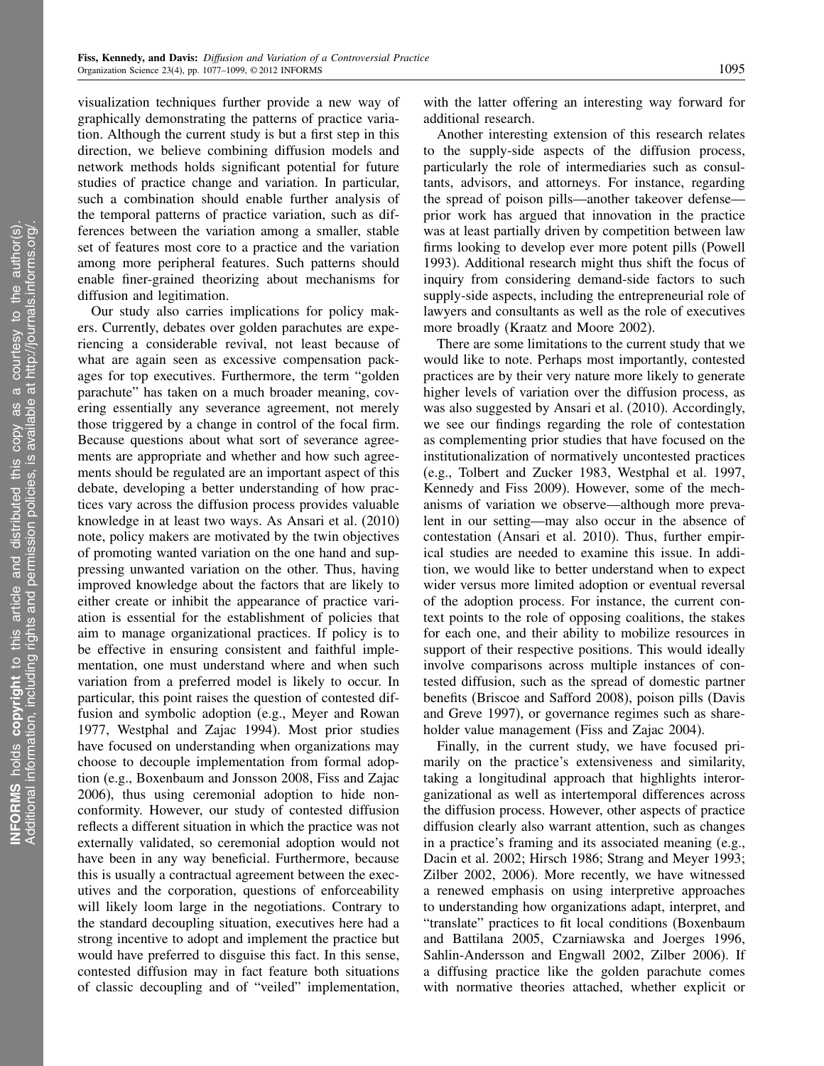visualization techniques further provide a new way of graphically demonstrating the patterns of practice variation. Although the current study is but a first step in this direction, we believe combining diffusion models and network methods holds significant potential for future studies of practice change and variation. In particular, such a combination should enable further analysis of the temporal patterns of practice variation, such as differences between the variation among a smaller, stable set of features most core to a practice and the variation among more peripheral features. Such patterns should enable finer-grained theorizing about mechanisms for diffusion and legitimation.

Our study also carries implications for policy makers. Currently, debates over golden parachutes are experiencing a considerable revival, not least because of what are again seen as excessive compensation packages for top executives. Furthermore, the term "golden parachute" has taken on a much broader meaning, covering essentially any severance agreement, not merely those triggered by a change in control of the focal firm. Because questions about what sort of severance agreements are appropriate and whether and how such agreements should be regulated are an important aspect of this debate, developing a better understanding of how practices vary across the diffusion process provides valuable knowledge in at least two ways. As Ansari et al. (2010) note, policy makers are motivated by the twin objectives of promoting wanted variation on the one hand and suppressing unwanted variation on the other. Thus, having improved knowledge about the factors that are likely to either create or inhibit the appearance of practice variation is essential for the establishment of policies that aim to manage organizational practices. If policy is to be effective in ensuring consistent and faithful implementation, one must understand where and when such variation from a preferred model is likely to occur. In particular, this point raises the question of contested diffusion and symbolic adoption (e.g., Meyer and Rowan 1977, Westphal and Zajac 1994). Most prior studies have focused on understanding when organizations may choose to decouple implementation from formal adoption (e.g., Boxenbaum and Jonsson 2008, Fiss and Zajac 2006), thus using ceremonial adoption to hide nonconformity. However, our study of contested diffusion reflects a different situation in which the practice was not externally validated, so ceremonial adoption would not have been in any way beneficial. Furthermore, because this is usually a contractual agreement between the executives and the corporation, questions of enforceability will likely loom large in the negotiations. Contrary to the standard decoupling situation, executives here had a strong incentive to adopt and implement the practice but would have preferred to disguise this fact. In this sense, contested diffusion may in fact feature both situations of classic decoupling and of "veiled" implementation, with the latter offering an interesting way forward for additional research.

Another interesting extension of this research relates to the supply-side aspects of the diffusion process, particularly the role of intermediaries such as consultants, advisors, and attorneys. For instance, regarding the spread of poison pills—another takeover defense—prior work has argued that innovation in the practice was at least partially driven by competition between law firms looking to develop ever more potent pills (Powell 1993). Additional research might thus shift the focus of inquiry from considering demand-side factors to such supply-side aspects, including the entrepreneurial role of lawyers and consultants as well as the role of executives more broadly (Kraatz and Moore 2002).

There are some limitations to the current study that we would like to note. Perhaps most importantly, contested practices are by their very nature more likely to generate higher levels of variation over the diffusion process, as was also suggested by Ansari et al. (2010). Accordingly, we see our findings regarding the role of contestation as complementing prior studies that have focused on the institutionalization of normatively uncontested practices (e.g., Tolbert and Zucker 1983, Westphal et al. 1997, Kennedy and Fiss 2009). However, some of the mechanisms of variation we observe—although more prevalent in our setting—may also occur in the absence of contestation (Ansari et al. 2010). Thus, further empirical studies are needed to examine this issue. In addition, we would like to better understand when to expect wider versus more limited adoption or eventual reversal of the adoption process. For instance, the current context points to the role of opposing coalitions, the stakes for each one, and their ability to mobilize resources in support of their respective positions. This would ideally involve comparisons across multiple instances of contested diffusion, such as the spread of domestic partner benefits (Briscoe and Safford 2008), poison pills (Davis and Greve 1997), or governance regimes such as shareholder value management (Fiss and Zajac 2004).

Finally, in the current study, we have focused primarily on the practice's extensiveness and similarity, taking a longitudinal approach that highlights interorganizational as well as intertemporal differences across the diffusion process. However, other aspects of practice diffusion clearly also warrant attention, such as changes in a practice's framing and its associated meaning (e.g., Dacin et al. 2002; Hirsch 1986; Strang and Meyer 1993; Zilber 2002, 2006). More recently, we have witnessed a renewed emphasis on using interpretive approaches to understanding how organizations adapt, interpret, and "translate" practices to fit local conditions (Boxenbaum and Battilana 2005, Czarniawska and Joerges 1996, Sahlin-Andersson and Engwall 2002, Zilber 2006). If a diffusing practice like the golden parachute comes with normative theories attached, whether explicit or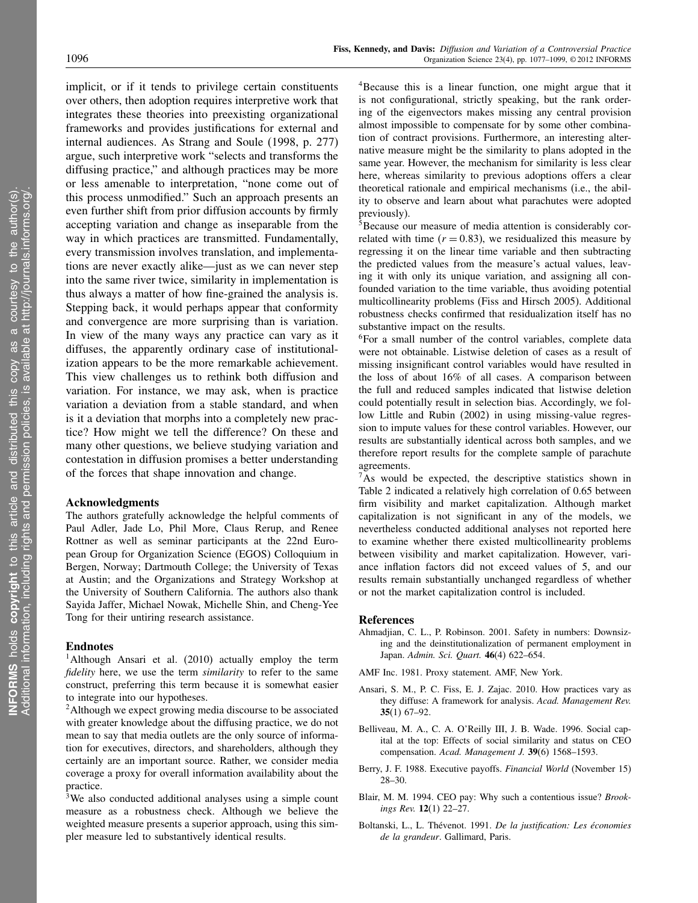implicit, or if it tends to privilege certain constituents over others, then adoption requires interpretive work that integrates these theories into preexisting organizational frameworks and provides justifications for external and internal audiences. As Strang and Soule (1998, p. 277) argue, such interpretive work "selects and transforms the diffusing practice," and although practices may be more or less amenable to interpretation, "none come out of this process unmodified." Such an approach presents an even further shift from prior diffusion accounts by firmly accepting variation and change as inseparable from the way in which practices are transmitted. Fundamentally, every transmission involves translation, and implementations are never exactly alike—just as we can never step into the same river twice, similarity in implementation is thus always a matter of how fine-grained the analysis is. Stepping back, it would perhaps appear that conformity and convergence are more surprising than is variation. In view of the many ways any practice can vary as it diffuses, the apparently ordinary case of institutionalization appears to be the more remarkable achievement. This view challenges us to rethink both diffusion and variation. For instance, we may ask, when is practice variation a deviation from a stable standard, and when is it a deviation that morphs into a completely new practice? How might we tell the difference? On these and many other questions, we believe studying variation and contestation in diffusion promises a better understanding of the forces that shape innovation and change.

## Acknowledgments

The authors gratefully acknowledge the helpful comments of Paul Adler, Jade Lo, Phil More, Claus Rerup, and Renee Rottner as well as seminar participants at the 22nd European Group for Organization Science (EGOS) Colloquium in Bergen, Norway; Dartmouth College; the University of Texas at Austin; and the Organizations and Strategy Workshop at the University of Southern California. The authors also thank Sayida Jaffer, Michael Nowak, Michelle Shin, and Cheng-Yee Tong for their untiring research assistance.

## Endnotes

[1]Although Ansari et al. (2010) actually employ the term *fidelity* here, we use the term *similarity* to refer to the same construct, preferring this term because it is somewhat easier to integrate into our hypotheses.

[2]Although we expect growing media discourse to be associated with greater knowledge about the diffusing practice, we do not mean to say that media outlets are the only source of information for executives, directors, and shareholders, although they certainly are an important source. Rather, we consider media coverage a proxy for overall information availability about the practice.

[3]We also conducted additional analyses using a simple count measure as a robustness check. Although we believe the weighted measure presents a superior approach, using this simpler measure led to substantively identical results.

[4]Because this is a linear function, one might argue that it is not configurational, strictly speaking, but the rank ordering of the eigenvectors makes missing any central provision almost impossible to compensate for by some other combination of contract provisions. Furthermore, an interesting alternative measure might be the similarity to plans adopted in the same year. However, the mechanism for similarity is less clear here, whereas similarity to previous adoptions offers a clear theoretical rationale and empirical mechanisms (i.e., the ability to observe and learn about what parachutes were adopted previously).

[5]Because our measure of media attention is considerably correlated with time ($r = 0.83$), we residualized this measure by regressing it on the linear time variable and then subtracting the predicted values from the measure's actual values, leaving it with only its unique variation, and assigning all confounded variation to the time variable, thus avoiding potential multicollinearity problems (Fiss and Hirsch 2005). Additional robustness checks confirmed that residualization itself has no substantive impact on the results.

[6]For a small number of the control variables, complete data were not obtainable. Listwise deletion of cases as a result of missing insignificant control variables would have resulted in the loss of about 16% of all cases. A comparison between the full and reduced samples indicated that listwise deletion could potentially result in selection bias. Accordingly, we follow Little and Rubin (2002) in using missing-value regression to impute values for these control variables. However, our results are substantially identical across both samples, and we therefore report results for the complete sample of parachute agreements.

[7]As would be expected, the descriptive statistics shown in Table 2 indicated a relatively high correlation of 0.65 between firm visibility and market capitalization. Although market capitalization is not significant in any of the models, we nevertheless conducted additional analyses not reported here to examine whether there existed multicollinearity problems between visibility and market capitalization. However, variance inflation factors did not exceed values of 5, and our results remain substantially unchanged regardless of whether or not the market capitalization control is included.

## References

Ahmadjian, C. L., P. Robinson. 2001. Safety in numbers: Downsizing and the deinstitutionalization of permanent employment in Japan. *Admin. Sci. Quart.* **46**(4) 622–654.

AMF Inc. 1981. Proxy statement. AMF, New York.

Ansari, S. M., P. C. Fiss, E. J. Zajac. 2010. How practices vary as they diffuse: A framework for analysis. *Acad. Management Rev.* **35**(1) 67–92.

Belliveau, M. A., C. A. O'Reilly III, J. B. Wade. 1996. Social capital at the top: Effects of social similarity and status on CEO compensation. *Acad. Management J.* **39**(6) 1568–1593.

Berry, J. F. 1988. Executive payoffs. *Financial World* (November 15) 28–30.

Blair, M. M. 1994. CEO pay: Why such a contentious issue? *Brookings Rev.* **12**(1) 22–27.

Boltanski, L., L. Thévenot. 1991. *De la justification: Les économies de la grandeur*. Gallimard, Paris.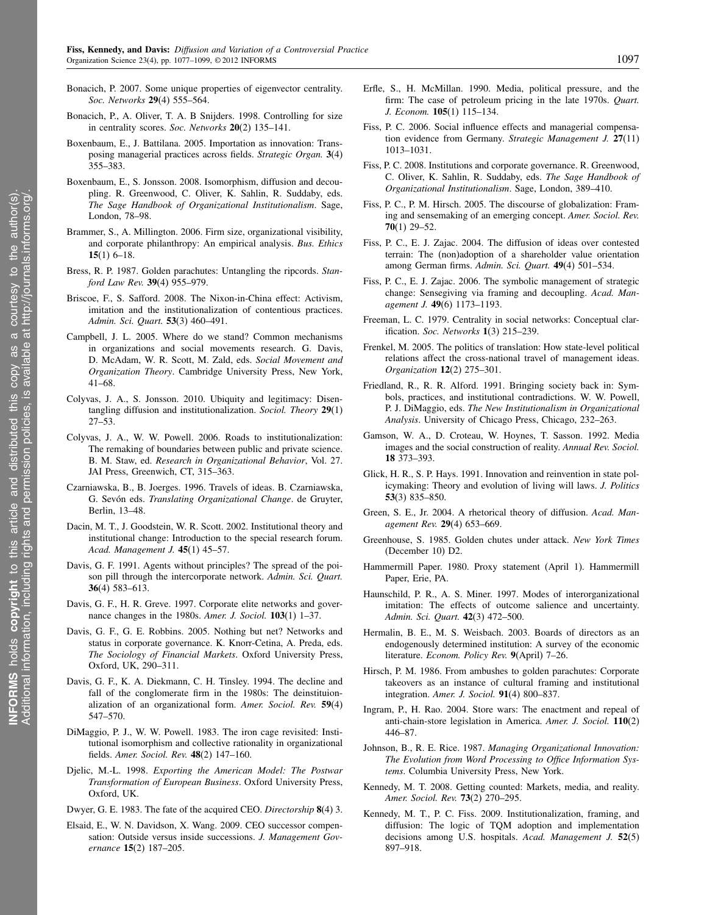Bonacich, P. 2007. Some unique properties of eigenvector centrality. *Soc. Networks* **29**(4) 555–564.

Bonacich, P., A. Oliver, T. A. B Snijders. 1998. Controlling for size in centrality scores. *Soc. Networks* **20**(2) 135–141.

Boxenbaum, E., J. Battilana. 2005. Importation as innovation: Transposing managerial practices across fields. *Strategic Organ.* **3**(4) 355–383.

Boxenbaum, E., S. Jonsson. 2008. Isomorphism, diffusion and decoupling. R. Greenwood, C. Oliver, K. Sahlin, R. Suddaby, eds. *The Sage Handbook of Organizational Institutionalism*. Sage, London, 78–98.

Brammer, S., A. Millington. 2006. Firm size, organizational visibility, and corporate philanthropy: An empirical analysis. *Bus. Ethics* **15**(1) 6–18.

Bress, R. P. 1987. Golden parachutes: Untangling the ripcords. *Stanford Law Rev.* **39**(4) 955–979.

Briscoe, F., S. Safford. 2008. The Nixon-in-China effect: Activism, imitation and the institutionalization of contentious practices. *Admin. Sci. Quart.* **53**(3) 460–491.

Campbell, J. L. 2005. Where do we stand? Common mechanisms in organizations and social movements research. G. Davis, D. McAdam, W. R. Scott, M. Zald, eds. *Social Movement and Organization Theory*. Cambridge University Press, New York, 41–68.

Colyvas, J. A., S. Jonsson. 2010. Ubiquity and legitimacy: Disentangling diffusion and institutionalization. *Sociol. Theory* **29**(1) 27–53.

Colyvas, J. A., W. W. Powell. 2006. Roads to institutionalization: The remaking of boundaries between public and private science. B. M. Staw, ed. *Research in Organizational Behavior*, Vol. 27. JAI Press, Greenwich, CT, 315–363.

Czarniawska, B., B. Joerges. 1996. Travels of ideas. B. Czarniawska, G. Sevón eds. *Translating Organizational Change*. de Gruyter, Berlin, 13–48.

Dacin, M. T., J. Goodstein, W. R. Scott. 2002. Institutional theory and institutional change: Introduction to the special research forum. *Acad. Management J.* **45**(1) 45–57.

Davis, G. F. 1991. Agents without principles? The spread of the poison pill through the intercorporate network. *Admin. Sci. Quart.* **36**(4) 583–613.

Davis, G. F., H. R. Greve. 1997. Corporate elite networks and governance changes in the 1980s. *Amer. J. Sociol.* **103**(1) 1–37.

Davis, G. F., G. E. Robbins. 2005. Nothing but net? Networks and status in corporate governance. K. Knorr-Cetina, A. Preda, eds. *The Sociology of Financial Markets*. Oxford University Press, Oxford, UK, 290–311.

Davis, G. F., K. A. Diekmann, C. H. Tinsley. 1994. The decline and fall of the conglomerate firm in the 1980s: The deinstituionalization of an organizational form. *Amer. Sociol. Rev.* **59**(4) 547–570.

DiMaggio, P. J., W. W. Powell. 1983. The iron cage revisited: Institutional isomorphism and collective rationality in organizational fields. *Amer. Sociol. Rev.* **48**(2) 147–160.

Djelic, M.-L. 1998. *Exporting the American Model: The Postwar Transformation of European Business*. Oxford University Press, Oxford, UK.

Dwyer, G. E. 1983. The fate of the acquired CEO. *Directorship* **8**(4) 3.

Elsaid, E., W. N. Davidson, X. Wang. 2009. CEO successor compensation: Outside versus inside successions. *J. Management Governance* **15**(2) 187–205.

Erfle, S., H. McMillan. 1990. Media, political pressure, and the firm: The case of petroleum pricing in the late 1970s. *Quart. J. Econom.* **105**(1) 115–134.

Fiss, P. C. 2006. Social influence effects and managerial compensation evidence from Germany. *Strategic Management J.* **27**(11) 1013–1031.

Fiss, P. C. 2008. Institutions and corporate governance. R. Greenwood, C. Oliver, K. Sahlin, R. Suddaby, eds. *The Sage Handbook of Organizational Institutionalism*. Sage, London, 389–410.

Fiss, P. C., P. M. Hirsch. 2005. The discourse of globalization: Framing and sensemaking of an emerging concept. *Amer. Sociol. Rev.* **70**(1) 29–52.

Fiss, P. C., E. J. Zajac. 2004. The diffusion of ideas over contested terrain: The (non)adoption of a shareholder value orientation among German firms. *Admin. Sci. Quart.* **49**(4) 501–534.

Fiss, P. C., E. J. Zajac. 2006. The symbolic management of strategic change: Sensegiving via framing and decoupling. *Acad. Management J.* **49**(6) 1173–1193.

Freeman, L. C. 1979. Centrality in social networks: Conceptual clarification. *Soc. Networks* **1**(3) 215–239.

Frenkel, M. 2005. The politics of translation: How state-level political relations affect the cross-national travel of management ideas. *Organization* **12**(2) 275–301.

Friedland, R., R. R. Alford. 1991. Bringing society back in: Symbols, practices, and institutional contradictions. W. W. Powell, P. J. DiMaggio, eds. *The New Institutionalism in Organizational Analysis*. University of Chicago Press, Chicago, 232–263.

Gamson, W. A., D. Croteau, W. Hoynes, T. Sasson. 1992. Media images and the social construction of reality. *Annual Rev. Sociol.* **18** 373–393.

Glick, H. R., S. P. Hays. 1991. Innovation and reinvention in state policymaking: Theory and evolution of living will laws. *J. Politics* **53**(3) 835–850.

Green, S. E., Jr. 2004. A rhetorical theory of diffusion. *Acad. Management Rev.* **29**(4) 653–669.

Greenhouse, S. 1985. Golden chutes under attack. *New York Times* (December 10) D2.

Hammermill Paper. 1980. Proxy statement (April 1). Hammermill Paper, Erie, PA.

Haunschild, P. R., A. S. Miner. 1997. Modes of interorganizational imitation: The effects of outcome salience and uncertainty. *Admin. Sci. Quart.* **42**(3) 472–500.

Hermalin, B. E., M. S. Weisbach. 2003. Boards of directors as an endogenously determined institution: A survey of the economic literature. *Econom. Policy Rev.* **9**(April) 7–26.

Hirsch, P. M. 1986. From ambushes to golden parachutes: Corporate takeovers as an instance of cultural framing and institutional integration. *Amer. J. Sociol.* **91**(4) 800–837.

Ingram, P., H. Rao. 2004. Store wars: The enactment and repeal of anti-chain-store legislation in America. *Amer. J. Sociol.* **110**(2) 446–87.

Johnson, B., R. E. Rice. 1987. *Managing Organizational Innovation: The Evolution from Word Processing to Office Information Systems*. Columbia University Press, New York.

Kennedy, M. T. 2008. Getting counted: Markets, media, and reality. *Amer. Sociol. Rev.* **73**(2) 270–295.

Kennedy, M. T., P. C. Fiss. 2009. Institutionalization, framing, and diffusion: The logic of TQM adoption and implementation decisions among U.S. hospitals. *Acad. Management J.* **52**(5) 897–918.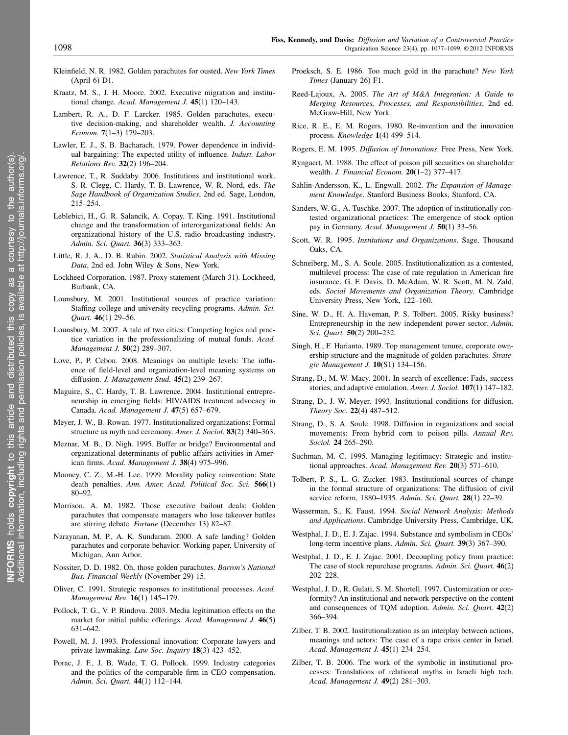Kleinfield, N. R. 1982. Golden parachutes for ousted. *New York Times* (April 6) D1.

Kraatz, M. S., J. H. Moore. 2002. Executive migration and institutional change. *Acad. Management J.* **45**(1) 120–143.

Lambert, R. A., D. F. Larcker. 1985. Golden parachutes, executive decision-making, and shareholder wealth. *J. Accounting Econom.* **7**(1–3) 179–203.

Lawler, E. J., S. B. Bacharach. 1979. Power dependence in individual bargaining: The expected utility of influence. *Indust. Labor Relations Rev.* **32**(2) 196–204.

Lawrence, T., R. Suddaby. 2006. Institutions and institutional work. S. R. Clegg, C. Hardy, T. B. Lawrence, W. R. Nord, eds. *The Sage Handbook of Organization Studies*, 2nd ed. Sage, London, 215–254.

Leblebici, H., G. R. Salancik, A. Copay, T. King. 1991. Institutional change and the transformation of interorganizational fields: An organizational history of the U.S. radio broadcasting industry. *Admin. Sci. Quart.* **36**(3) 333–363.

Little, R. J. A., D. B. Rubin. 2002. *Statistical Analysis with Missing Data*, 2nd ed. John Wiley & Sons, New York.

Lockheed Corporation. 1987. Proxy statement (March 31). Lockheed, Burbank, CA.

Lounsbury, M. 2001. Institutional sources of practice variation: Staffing college and university recycling programs. *Admin. Sci. Quart.* **46**(1) 29–56.

Lounsbury, M. 2007. A tale of two cities: Competing logics and practice variation in the professionalizing of mutual funds. *Acad. Management J.* **50**(2) 289–307.

Love, P., P. Cebon. 2008. Meanings on multiple levels: The influence of field-level and organization-level meaning systems on diffusion. *J. Management Stud.* **45**(2) 239–267.

Maguire, S., C. Hardy, T. B. Lawrence. 2004. Institutional entrepreneurship in emerging fields: HIV/AIDS treatment advocacy in Canada. *Acad. Management J.* **47**(5) 657–679.

Meyer, J. W., B. Rowan. 1977. Institutionalized organizations: Formal structure as myth and ceremony. *Amer. J. Sociol.* **83**(2) 340–363.

Meznar, M. B., D. Nigh. 1995. Buffer or bridge? Environmental and organizational determinants of public affairs activities in American firms. *Acad. Management J.* **38**(4) 975–996.

Mooney, C. Z., M.-H. Lee. 1999. Morality policy reinvention: State death penalties. *Ann. Amer. Acad. Political Soc. Sci.* **566**(1) 80–92.

Morrison, A. M. 1982. Those executive bailout deals: Golden parachutes that compensate managers who lose takeover battles are stirring debate. *Fortune* (December 13) 82–87.

Narayanan, M. P., A. K. Sundaram. 2000. A safe landing? Golden parachutes and corporate behavior. Working paper, University of Michigan, Ann Arbor.

Nossiter, D. D. 1982. Oh, those golden parachutes. *Barron's National Bus. Financial Weekly* (November 29) 15.

Oliver, C. 1991. Strategic responses to institutional processes. *Acad. Management Rev.* **16**(1) 145–179.

Pollock, T. G., V. P. Rindova. 2003. Media legitimation effects on the market for initial public offerings. *Acad. Management J.* **46**(5) 631–642.

Powell, M. J. 1993. Professional innovation: Corporate lawyers and private lawmaking. *Law Soc. Inquiry* **18**(3) 423–452.

Porac, J. F., J. B. Wade, T. G. Pollock. 1999. Industry categories and the politics of the comparable firm in CEO compensation. *Admin. Sci. Quart.* **44**(1) 112–144.

Proeksch, S. E. 1986. Too much gold in the parachute? *New York Times* (January 26) F1.

Reed-Lajoux, A. 2005. *The Art of M&A Integration: A Guide to Merging Resources, Processes, and Responsibilities*, 2nd ed. McGraw-Hill, New York.

Rice, R. E., E. M. Rogers. 1980. Re-invention and the innovation process. *Knowledge* **1**(4) 499–514.

Rogers, E. M. 1995. *Diffusion of Innovations*. Free Press, New York.

Ryngaert, M. 1988. The effect of poison pill securities on shareholder wealth. *J. Financial Econom.* **20**(1–2) 377–417.

Sahlin-Andersson, K., L. Engwall. 2002. *The Expansion of Management Knowledge*. Stanford Business Books, Stanford, CA.

Sanders, W. G., A. Tuschke. 2007. The adoption of institutionally contested organizational practices: The emergence of stock option pay in Germany. *Acad. Management J.* **50**(1) 33–56.

Scott, W. R. 1995. *Institutions and Organizations*. Sage, Thousand Oaks, CA.

Schneiberg, M., S. A. Soule. 2005. Institutionalization as a contested, multilevel process: The case of rate regulation in American fire insurance. G. F. Davis, D. McAdam, W. R. Scott, M. N. Zald, eds. *Social Movements and Organization Theory*. Cambridge University Press, New York, 122–160.

Sine, W. D., H. A. Haveman, P. S. Tolbert. 2005. Risky business? Entrepreneurship in the new independent power sector. *Admin. Sci. Quart.* **50**(2) 200–232.

Singh, H., F. Harianto. 1989. Top management tenure, corporate ownership structure and the magnitude of golden parachutes. *Strategic Management J.* **10**(S1) 134–156.

Strang, D., M. W. Macy. 2001. In search of excellence: Fads, success stories, and adaptive emulation. *Amer. J. Sociol.* **107**(1) 147–182.

Strang, D., J. W. Meyer. 1993. Institutional conditions for diffusion. *Theory Soc.* **22**(4) 487–512.

Strang, D., S. A. Soule. 1998. Diffusion in organizations and social movements: From hybrid corn to poison pills. *Annual Rev. Sociol.* **24** 265–290.

Suchman, M. C. 1995. Managing legitimacy: Strategic and institutional approaches. *Acad. Management Rev.* **20**(3) 571–610.

Tolbert, P. S., L. G. Zucker. 1983. Institutional sources of change in the formal structure of organizations: The diffusion of civil service reform, 1880–1935. *Admin. Sci. Quart.* **28**(1) 22–39.

Wasserman, S., K. Faust. 1994. *Social Network Analysis: Methods and Applications*. Cambridge University Press, Cambridge, UK.

Westphal, J. D., E. J. Zajac. 1994. Substance and symbolism in CEOs' long-term incentive plans. *Admin. Sci. Quart.* **39**(3) 367–390.

Westphal, J. D., E. J. Zajac. 2001. Decoupling policy from practice: The case of stock repurchase programs. *Admin. Sci. Quart.* **46**(2) 202–228.

Westphal, J. D., R. Gulati, S. M. Shortell. 1997. Customization or conformity? An institutional and network perspective on the content and consequences of TQM adoption. *Admin. Sci. Quart.* **42**(2) 366–394.

Zilber, T. B. 2002. Institutionalization as an interplay between actions, meanings and actors: The case of a rape crisis center in Israel. *Acad. Management J.* **45**(1) 234–254.

Zilber, T. B. 2006. The work of the symbolic in institutional processes: Translations of relational myths in Israeli high tech. *Acad. Management J.* **49**(2) 281–303.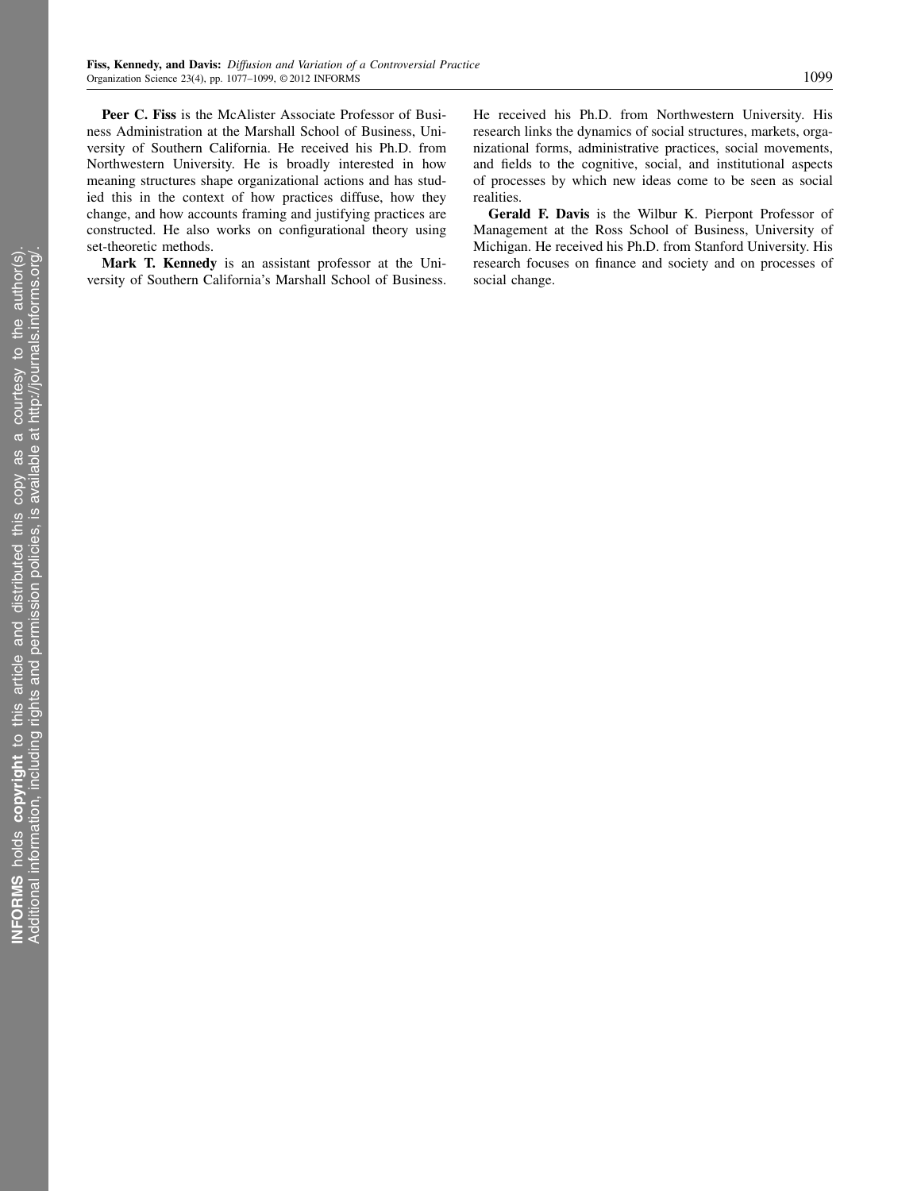**Peer C. Fiss** is the McAlister Associate Professor of Business Administration at the Marshall School of Business, University of Southern California. He received his Ph.D. from Northwestern University. He is broadly interested in how meaning structures shape organizational actions and has studied this in the context of how practices diffuse, how they change, and how accounts framing and justifying practices are constructed. He also works on configurational theory using set-theoretic methods.

**Mark T. Kennedy** is an assistant professor at the University of Southern California's Marshall School of Business. He received his Ph.D. from Northwestern University. His research links the dynamics of social structures, markets, organizational forms, administrative practices, social movements, and fields to the cognitive, social, and institutional aspects of processes by which new ideas come to be seen as social realities.

**Gerald F. Davis** is the Wilbur K. Pierpont Professor of Management at the Ross School of Business, University of Michigan. He received his Ph.D. from Stanford University. His research focuses on finance and society and on processes of social change.